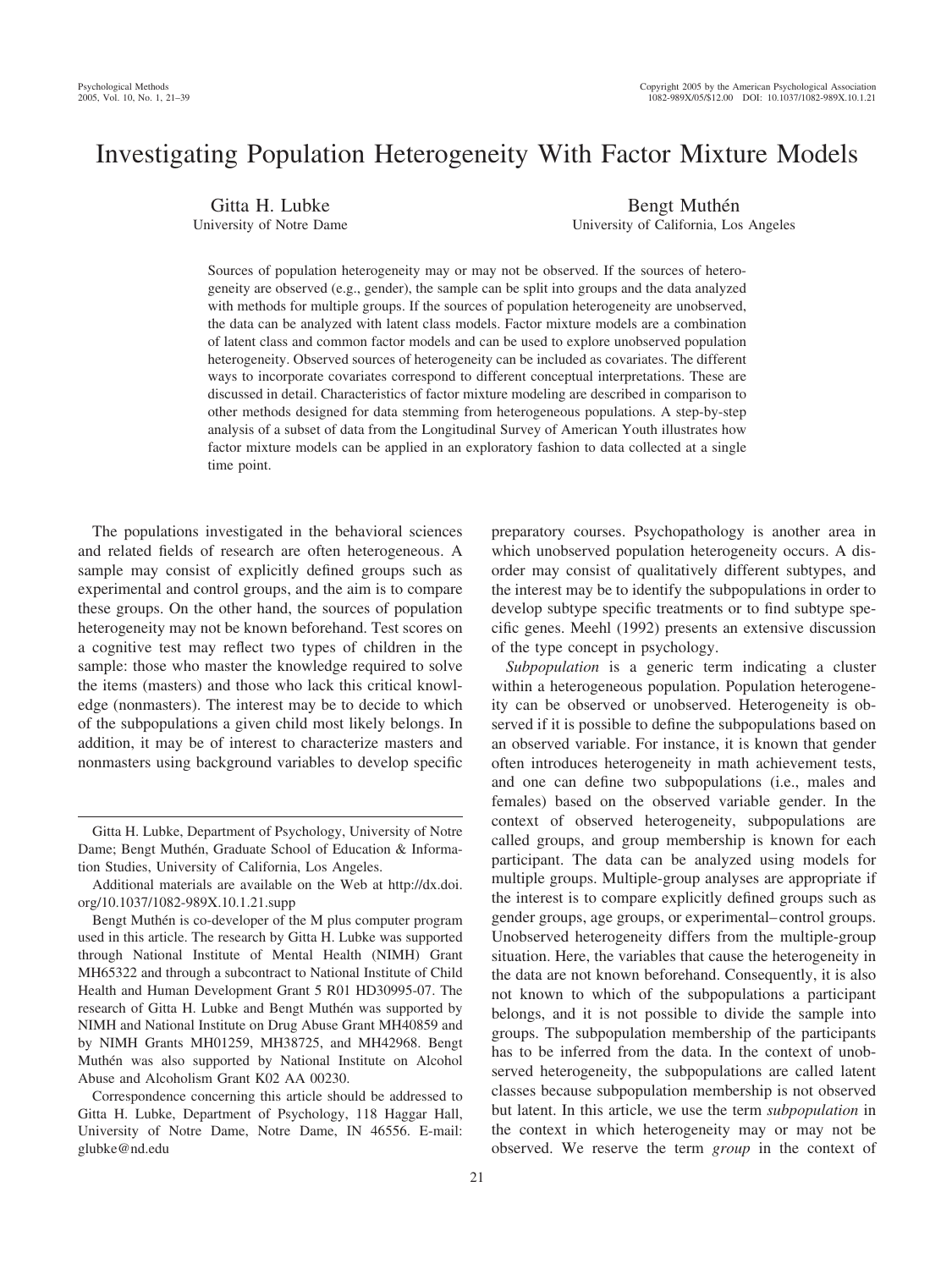# Investigating Population Heterogeneity With Factor Mixture Models

Gitta H. Lubke
University of Notre Dame

Bengt Muthén
University of California, Los Angeles

Sources of population heterogeneity may or may not be observed. If the sources of heterogeneity are observed (e.g., gender), the sample can be split into groups and the data analyzed with methods for multiple groups. If the sources of population heterogeneity are unobserved, the data can be analyzed with latent class models. Factor mixture models are a combination of latent class and common factor models and can be used to explore unobserved population heterogeneity. Observed sources of heterogeneity can be included as covariates. The different ways to incorporate covariates correspond to different conceptual interpretations. These are discussed in detail. Characteristics of factor mixture modeling are described in comparison to other methods designed for data stemming from heterogeneous populations. A step-by-step analysis of a subset of data from the Longitudinal Survey of American Youth illustrates how factor mixture models can be applied in an exploratory fashion to data collected at a single time point.

The populations investigated in the behavioral sciences and related fields of research are often heterogeneous. A sample may consist of explicitly defined groups such as experimental and control groups, and the aim is to compare these groups. On the other hand, the sources of population heterogeneity may not be known beforehand. Test scores on a cognitive test may reflect two types of children in the sample: those who master the knowledge required to solve the items (masters) and those who lack this critical knowledge (nonmasters). The interest may be to decide to which of the subpopulations a given child most likely belongs. In addition, it may be of interest to characterize masters and nonmasters using background variables to develop specific preparatory courses. Psychopathology is another area in which unobserved population heterogeneity occurs. A disorder may consist of qualitatively different subtypes, and the interest may be to identify the subpopulations in order to develop subtype specific treatments or to find subtype specific genes. Meehl (1992) presents an extensive discussion of the type concept in psychology.

*Subpopulation* is a generic term indicating a cluster within a heterogeneous population. Population heterogeneity can be observed or unobserved. Heterogeneity is observed if it is possible to define the subpopulations based on an observed variable. For instance, it is known that gender often introduces heterogeneity in math achievement tests, and one can define two subpopulations (i.e., males and females) based on the observed variable gender. In the context of observed heterogeneity, subpopulations are called groups, and group membership is known for each participant. The data can be analyzed using models for multiple groups. Multiple-group analyses are appropriate if the interest is to compare explicitly defined groups such as gender groups, age groups, or experimental–control groups. Unobserved heterogeneity differs from the multiple-group situation. Here, the variables that cause the heterogeneity in the data are not known beforehand. Consequently, it is also not known to which of the subpopulations a participant belongs, and it is not possible to divide the sample into groups. The subpopulation membership of the participants has to be inferred from the data. In the context of unobserved heterogeneity, the subpopulations are called latent classes because subpopulation membership is not observed but latent. In this article, we use the term *subpopulation* in the context in which heterogeneity may or may not be observed. We reserve the term *group* in the context of

---

Gitta H. Lubke, Department of Psychology, University of Notre Dame; Bengt Muthén, Graduate School of Education & Information Studies, University of California, Los Angeles.

Additional materials are available on the Web at http://dx.doi.org/10.1037/1082-989X.10.1.21.supp

Bengt Muthén is co-developer of the M plus computer program used in this article. The research by Gitta H. Lubke was supported through National Institute of Mental Health (NIMH) Grant MH65322 and through a subcontract to National Institute of Child Health and Human Development Grant 5 R01 HD30995-07. The research of Gitta H. Lubke and Bengt Muthén was supported by NIMH and National Institute on Drug Abuse Grant MH40859 and by NIMH Grants MH01259, MH38725, and MH42968. Bengt Muthén was also supported by National Institute on Alcohol Abuse and Alcoholism Grant K02 AA 00230.

Correspondence concerning this article should be addressed to Gitta H. Lubke, Department of Psychology, 118 Haggar Hall, University of Notre Dame, Notre Dame, IN 46556. E-mail: glubke@nd.edu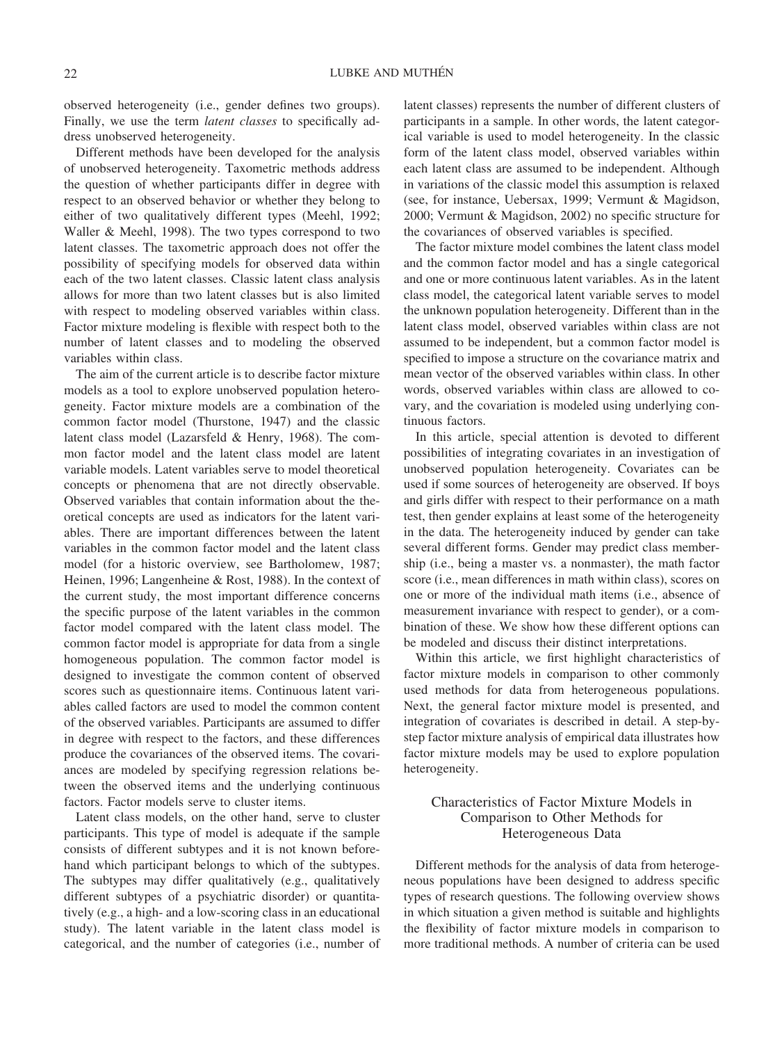observed heterogeneity (i.e., gender defines two groups). Finally, we use the term *latent classes* to specifically address unobserved heterogeneity.

Different methods have been developed for the analysis of unobserved heterogeneity. Taxometric methods address the question of whether participants differ in degree with respect to an observed behavior or whether they belong to either of two qualitatively different types (Meehl, 1992; Waller & Meehl, 1998). The two types correspond to two latent classes. The taxometric approach does not offer the possibility of specifying models for observed data within each of the two latent classes. Classic latent class analysis allows for more than two latent classes but is also limited with respect to modeling observed variables within class. Factor mixture modeling is flexible with respect both to the number of latent classes and to modeling the observed variables within class.

The aim of the current article is to describe factor mixture models as a tool to explore unobserved population heterogeneity. Factor mixture models are a combination of the common factor model (Thurstone, 1947) and the classic latent class model (Lazarsfeld & Henry, 1968). The common factor model and the latent class model are latent variable models. Latent variables serve to model theoretical concepts or phenomena that are not directly observable. Observed variables that contain information about the theoretical concepts are used as indicators for the latent variables. There are important differences between the latent variables in the common factor model and the latent class model (for a historic overview, see Bartholomew, 1987; Heinen, 1996; Langenheine & Rost, 1988). In the context of the current study, the most important difference concerns the specific purpose of the latent variables in the common factor model compared with the latent class model. The common factor model is appropriate for data from a single homogeneous population. The common factor model is designed to investigate the common content of observed scores such as questionnaire items. Continuous latent variables called factors are used to model the common content of the observed variables. Participants are assumed to differ in degree with respect to the factors, and these differences produce the covariances of the observed items. The covariances are modeled by specifying regression relations between the observed items and the underlying continuous factors. Factor models serve to cluster items.

Latent class models, on the other hand, serve to cluster participants. This type of model is adequate if the sample consists of different subtypes and it is not known beforehand which participant belongs to which of the subtypes. The subtypes may differ qualitatively (e.g., qualitatively different subtypes of a psychiatric disorder) or quantitatively (e.g., a high- and a low-scoring class in an educational study). The latent variable in the latent class model is categorical, and the number of categories (i.e., number of latent classes) represents the number of different clusters of participants in a sample. In other words, the latent categorical variable is used to model heterogeneity. In the classic form of the latent class model, observed variables within each latent class are assumed to be independent. Although in variations of the classic model this assumption is relaxed (see, for instance, Uebersax, 1999; Vermunt & Magidson, 2000; Vermunt & Magidson, 2002) no specific structure for the covariances of observed variables is specified.

The factor mixture model combines the latent class model and the common factor model and has a single categorical and one or more continuous latent variables. As in the latent class model, the categorical latent variable serves to model the unknown population heterogeneity. Different than in the latent class model, observed variables within class are not assumed to be independent, but a common factor model is specified to impose a structure on the covariance matrix and mean vector of the observed variables within class. In other words, observed variables within class are allowed to covary, and the covariation is modeled using underlying continuous factors.

In this article, special attention is devoted to different possibilities of integrating covariates in an investigation of unobserved population heterogeneity. Covariates can be used if some sources of heterogeneity are observed. If boys and girls differ with respect to their performance on a math test, then gender explains at least some of the heterogeneity in the data. The heterogeneity induced by gender can take several different forms. Gender may predict class membership (i.e., being a master vs. a nonmaster), the math factor score (i.e., mean differences in math within class), scores on one or more of the individual math items (i.e., absence of measurement invariance with respect to gender), or a combination of these. We show how these different options can be modeled and discuss their distinct interpretations.

Within this article, we first highlight characteristics of factor mixture models in comparison to other commonly used methods for data from heterogeneous populations. Next, the general factor mixture model is presented, and integration of covariates is described in detail. A step-by-step factor mixture analysis of empirical data illustrates how factor mixture models may be used to explore population heterogeneity.

## Characteristics of Factor Mixture Models in Comparison to Other Methods for Heterogeneous Data

Different methods for the analysis of data from heterogeneous populations have been designed to address specific types of research questions. The following overview shows in which situation a given method is suitable and highlights the flexibility of factor mixture models in comparison to more traditional methods. A number of criteria can be used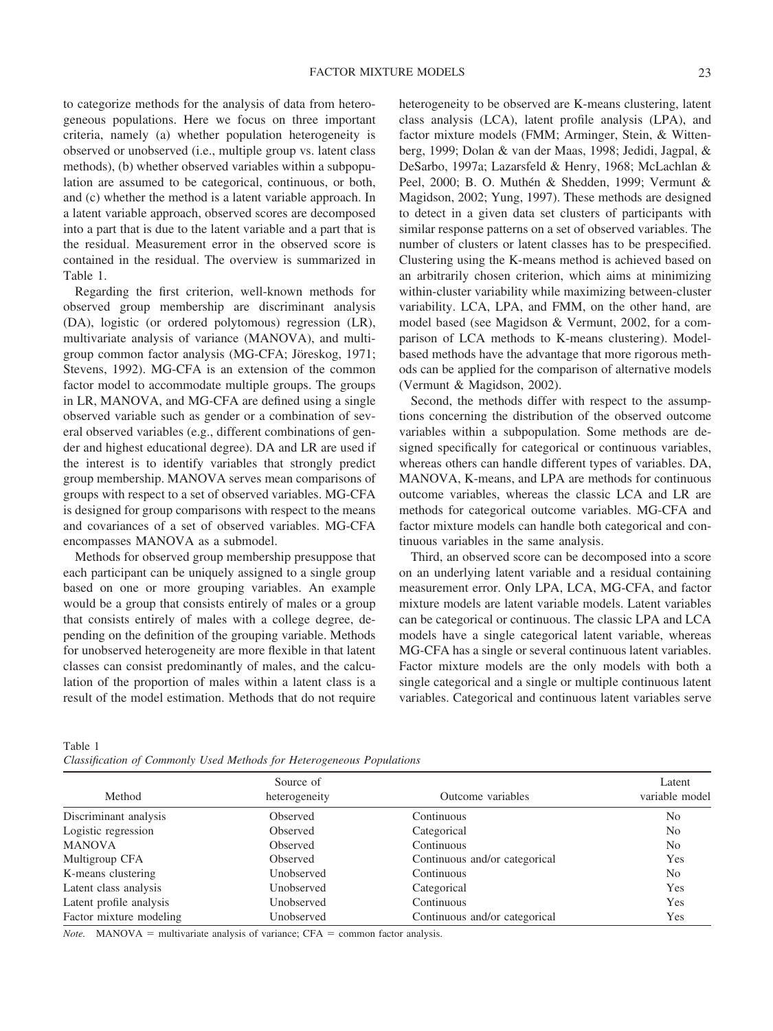to categorize methods for the analysis of data from heterogeneous populations. Here we focus on three important criteria, namely (a) whether population heterogeneity is observed or unobserved (i.e., multiple group vs. latent class methods), (b) whether observed variables within a subpopulation are assumed to be categorical, continuous, or both, and (c) whether the method is a latent variable approach. In a latent variable approach, observed scores are decomposed into a part that is due to the latent variable and a part that is the residual. Measurement error in the observed score is contained in the residual. The overview is summarized in Table 1.

Regarding the first criterion, well-known methods for observed group membership are discriminant analysis (DA), logistic (or ordered polytomous) regression (LR), multivariate analysis of variance (MANOVA), and multigroup common factor analysis (MG-CFA; Jöreskog, 1971; Stevens, 1992). MG-CFA is an extension of the common factor model to accommodate multiple groups. The groups in LR, MANOVA, and MG-CFA are defined using a single observed variable such as gender or a combination of several observed variables (e.g., different combinations of gender and highest educational degree). DA and LR are used if the interest is to identify variables that strongly predict group membership. MANOVA serves mean comparisons of groups with respect to a set of observed variables. MG-CFA is designed for group comparisons with respect to the means and covariances of a set of observed variables. MG-CFA encompasses MANOVA as a submodel.

Methods for observed group membership presuppose that each participant can be uniquely assigned to a single group based on one or more grouping variables. An example would be a group that consists entirely of males or a group that consists entirely of males with a college degree, depending on the definition of the grouping variable. Methods for unobserved heterogeneity are more flexible in that latent classes can consist predominantly of males, and the calculation of the proportion of males within a latent class is a result of the model estimation. Methods that do not require heterogeneity to be observed are K-means clustering, latent class analysis (LCA), latent profile analysis (LPA), and factor mixture models (FMM; Arminger, Stein, & Wittenberg, 1999; Dolan & van der Maas, 1998; Jedidi, Jagpal, & DeSarbo, 1997a; Lazarsfeld & Henry, 1968; McLachlan & Peel, 2000; B. O. Muthén & Shedden, 1999; Vermunt & Magidson, 2002; Yung, 1997). These methods are designed to detect in a given data set clusters of participants with similar response patterns on a set of observed variables. The number of clusters or latent classes has to be prespecified. Clustering using the K-means method is achieved based on an arbitrarily chosen criterion, which aims at minimizing within-cluster variability while maximizing between-cluster variability. LCA, LPA, and FMM, on the other hand, are model based (see Magidson & Vermunt, 2002, for a comparison of LCA methods to K-means clustering). Model-based methods have the advantage that more rigorous methods can be applied for the comparison of alternative models (Vermunt & Magidson, 2002).

Second, the methods differ with respect to the assumptions concerning the distribution of the observed outcome variables within a subpopulation. Some methods are designed specifically for categorical or continuous variables, whereas others can handle different types of variables. DA, MANOVA, K-means, and LPA are methods for continuous outcome variables, whereas the classic LCA and LR are methods for categorical outcome variables. MG-CFA and factor mixture models can handle both categorical and continuous variables in the same analysis.

Third, an observed score can be decomposed into a score on an underlying latent variable and a residual containing measurement error. Only LPA, LCA, MG-CFA, and factor mixture models are latent variable models. Latent variables can be categorical or continuous. The classic LPA and LCA models have a single categorical latent variable, whereas MG-CFA has a single or several continuous latent variables. Factor mixture models are the only models with both a single categorical and a single or multiple continuous latent variables. Categorical and continuous latent variables serve

Table 1
*Classification of Commonly Used Methods for Heterogeneous Populations*

| Method | Source of heterogeneity | Outcome variables | Latent variable model |
|---|---|---|---|
| Discriminant analysis | Observed | Continuous | No |
| Logistic regression | Observed | Categorical | No |
| MANOVA | Observed | Continuous | No |
| Multigroup CFA | Observed | Continuous and/or categorical | Yes |
| K-means clustering | Unobserved | Continuous | No |
| Latent class analysis | Unobserved | Categorical | Yes |
| Latent profile analysis | Unobserved | Continuous | Yes |
| Factor mixture modeling | Unobserved | Continuous and/or categorical | Yes |

*Note.* MANOVA = multivariate analysis of variance; CFA = common factor analysis.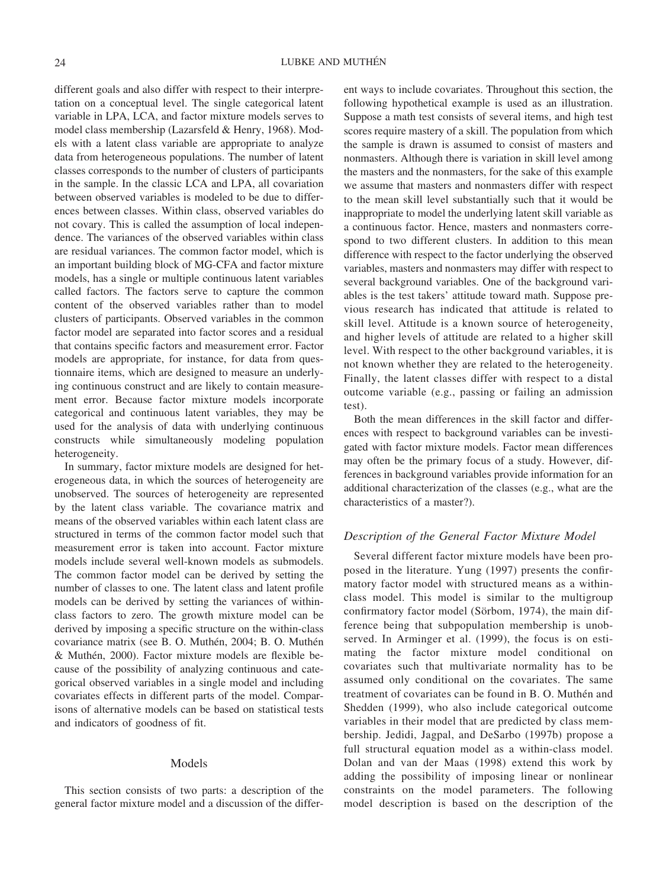different goals and also differ with respect to their interpretation on a conceptual level. The single categorical latent variable in LPA, LCA, and factor mixture models serves to model class membership (Lazarsfeld & Henry, 1968). Models with a latent class variable are appropriate to analyze data from heterogeneous populations. The number of latent classes corresponds to the number of clusters of participants in the sample. In the classic LCA and LPA, all covariation between observed variables is modeled to be due to differences between classes. Within class, observed variables do not covary. This is called the assumption of local independence. The variances of the observed variables within class are residual variances. The common factor model, which is an important building block of MG-CFA and factor mixture models, has a single or multiple continuous latent variables called factors. The factors serve to capture the common content of the observed variables rather than to model clusters of participants. Observed variables in the common factor model are separated into factor scores and a residual that contains specific factors and measurement error. Factor models are appropriate, for instance, for data from questionnaire items, which are designed to measure an underlying continuous construct and are likely to contain measurement error. Because factor mixture models incorporate categorical and continuous latent variables, they may be used for the analysis of data with underlying continuous constructs while simultaneously modeling population heterogeneity.

In summary, factor mixture models are designed for heterogeneous data, in which the sources of heterogeneity are unobserved. The sources of heterogeneity are represented by the latent class variable. The covariance matrix and means of the observed variables within each latent class are structured in terms of the common factor model such that measurement error is taken into account. Factor mixture models include several well-known models as submodels. The common factor model can be derived by setting the number of classes to one. The latent class and latent profile models can be derived by setting the variances of within-class factors to zero. The growth mixture model can be derived by imposing a specific structure on the within-class covariance matrix (see B. O. Muthén, 2004; B. O. Muthén & Muthén, 2000). Factor mixture models are flexible because of the possibility of analyzing continuous and categorical observed variables in a single model and including covariates effects in different parts of the model. Comparisons of alternative models can be based on statistical tests and indicators of goodness of fit.

## Models

This section consists of two parts: a description of the general factor mixture model and a discussion of the different ways to include covariates. Throughout this section, the following hypothetical example is used as an illustration. Suppose a math test consists of several items, and high test scores require mastery of a skill. The population from which the sample is drawn is assumed to consist of masters and nonmasters. Although there is variation in skill level among the masters and the nonmasters, for the sake of this example we assume that masters and nonmasters differ with respect to the mean skill level substantially such that it would be inappropriate to model the underlying latent skill variable as a continuous factor. Hence, masters and nonmasters correspond to two different clusters. In addition to this mean difference with respect to the factor underlying the observed variables, masters and nonmasters may differ with respect to several background variables. One of the background variables is the test takers' attitude toward math. Suppose previous research has indicated that attitude is related to skill level. Attitude is a known source of heterogeneity, and higher levels of attitude are related to a higher skill level. With respect to the other background variables, it is not known whether they are related to the heterogeneity. Finally, the latent classes differ with respect to a distal outcome variable (e.g., passing or failing an admission test).

Both the mean differences in the skill factor and differences with respect to background variables can be investigated with factor mixture models. Factor mean differences may often be the primary focus of a study. However, differences in background variables provide information for an additional characterization of the classes (e.g., what are the characteristics of a master?).

### *Description of the General Factor Mixture Model*

Several different factor mixture models have been proposed in the literature. Yung (1997) presents the confirmatory factor model with structured means as a within-class model. This model is similar to the multigroup confirmatory factor model (Sörbom, 1974), the main difference being that subpopulation membership is unobserved. In Arminger et al. (1999), the focus is on estimating the factor mixture model conditional on covariates such that multivariate normality has to be assumed only conditional on the covariates. The same treatment of covariates can be found in B. O. Muthén and Shedden (1999), who also include categorical outcome variables in their model that are predicted by class membership. Jedidi, Jagpal, and DeSarbo (1997b) propose a full structural equation model as a within-class model. Dolan and van der Maas (1998) extend this work by adding the possibility of imposing linear or nonlinear constraints on the model parameters. The following model description is based on the description of the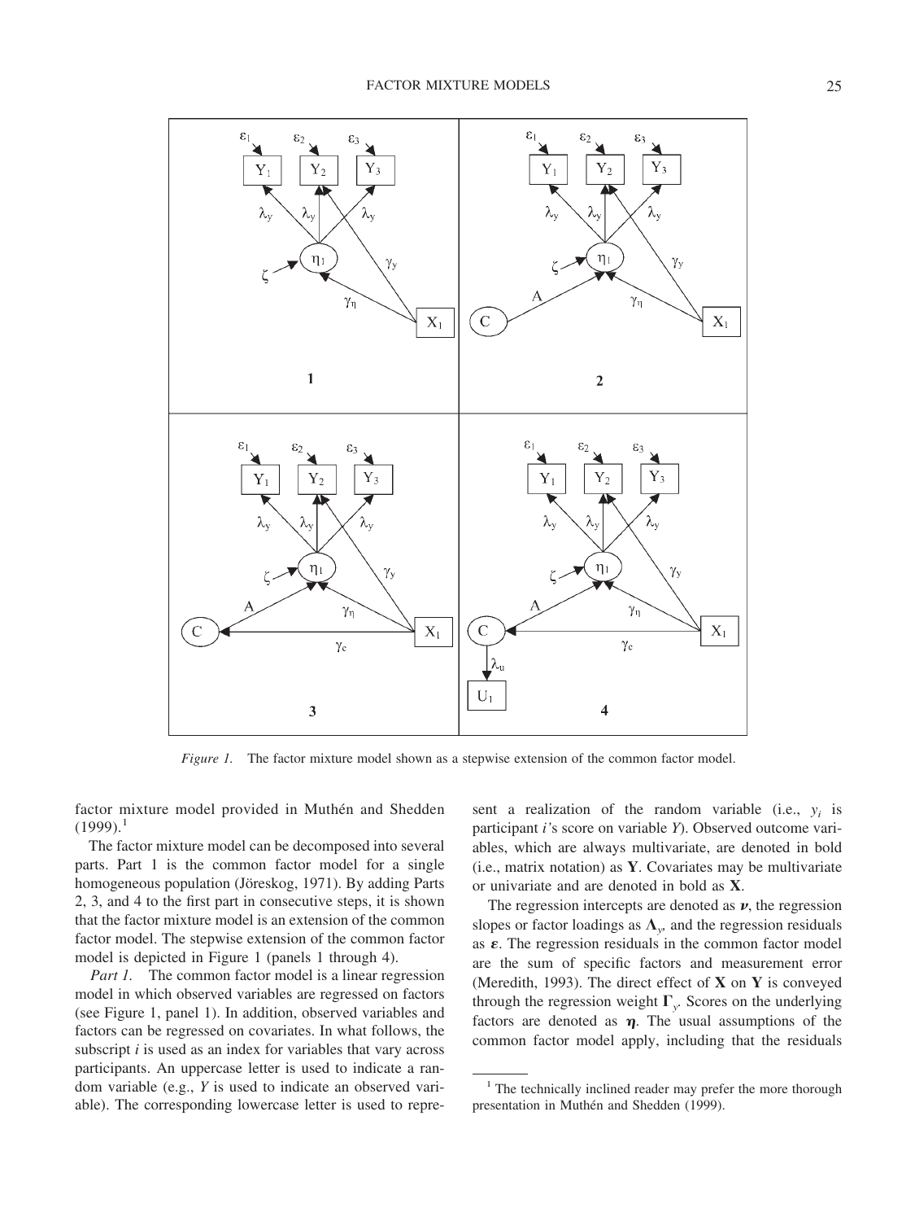*Figure 1.* The factor mixture model shown as a stepwise extension of the common factor model.

factor mixture model provided in Muthén and Shedden (1999).[1]

The factor mixture model can be decomposed into several parts. Part 1 is the common factor model for a single homogeneous population (Jöreskog, 1971). By adding Parts 2, 3, and 4 to the first part in consecutive steps, it is shown that the factor mixture model is an extension of the common factor model. The stepwise extension of the common factor model is depicted in Figure 1 (panels 1 through 4).

*Part 1.* The common factor model is a linear regression model in which observed variables are regressed on factors (see Figure 1, panel 1). In addition, observed variables and factors can be regressed on covariates. In what follows, the subscript $i$ is used as an index for variables that vary across participants. An uppercase letter is used to indicate a random variable (e.g., $Y$ is used to indicate an observed variable). The corresponding lowercase letter is used to represent a realization of the random variable (i.e., $y_i$ is participant $i$'s score on variable $Y$). Observed outcome variables, which are always multivariate, are denoted in bold (i.e., matrix notation) as $\mathbf{Y}$. Covariates may be multivariate or univariate and are denoted in bold as $\mathbf{X}$.

The regression intercepts are denoted as $\boldsymbol{\nu}$, the regression slopes or factor loadings as $\boldsymbol{\Lambda}_y$, and the regression residuals as $\boldsymbol{\varepsilon}$. The regression residuals in the common factor model are the sum of specific factors and measurement error (Meredith, 1993). The direct effect of $\mathbf{X}$ on $\mathbf{Y}$ is conveyed through the regression weight $\boldsymbol{\Gamma}_y$. Scores on the underlying factors are denoted as $\boldsymbol{\eta}$. The usual assumptions of the common factor model apply, including that the residuals

[1] The technically inclined reader may prefer the more thorough presentation in Muthén and Shedden (1999).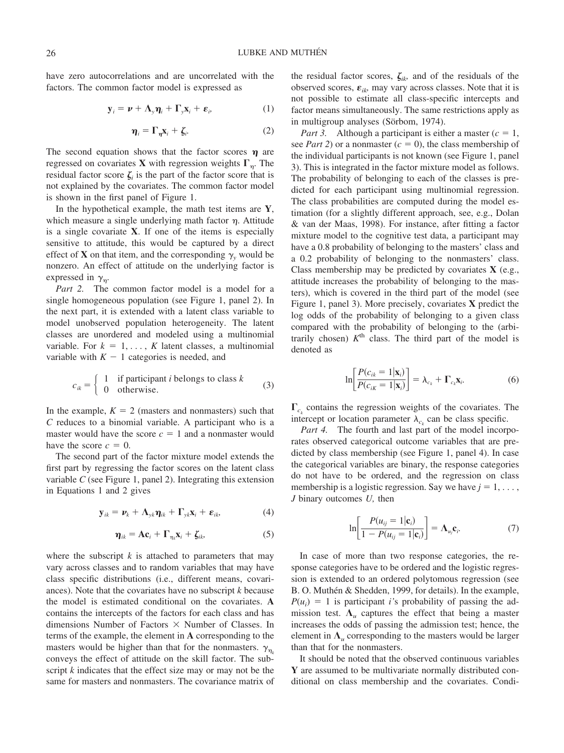have zero autocorrelations and are uncorrelated with the factors. The common factor model is expressed as

$$\mathbf{y}_i = \boldsymbol{\nu} + \boldsymbol{\Lambda}_y \boldsymbol{\eta}_i + \boldsymbol{\Gamma}_y \mathbf{x}_i + \boldsymbol{\varepsilon}_i, \tag{1}$$

$$\boldsymbol{\eta}_i = \boldsymbol{\Gamma}_{\boldsymbol{\eta}} \mathbf{x}_i + \boldsymbol{\zeta}_i. \tag{2}$$

The second equation shows that the factor scores $\boldsymbol{\eta}$ are regressed on covariates $\mathbf{X}$ with regression weights $\boldsymbol{\Gamma}_\eta$. The residual factor score $\boldsymbol{\zeta}_i$ is the part of the factor score that is not explained by the covariates. The common factor model is shown in the first panel of Figure 1.

In the hypothetical example, the math test items are $\mathbf{Y}$, which measure a single underlying math factor $\eta$. Attitude is a single covariate $\mathbf{X}$. If one of the items is especially sensitive to attitude, this would be captured by a direct effect of $\mathbf{X}$ on that item, and the corresponding $\gamma_y$ would be nonzero. An effect of attitude on the underlying factor is expressed in $\gamma_\eta$.

*Part 2.* The common factor model is a model for a single homogeneous population (see Figure 1, panel 2). In the next part, it is extended with a latent class variable to model unobserved population heterogeneity. The latent classes are unordered and modeled using a multinomial variable. For $k = 1, \ldots, K$ latent classes, a multinomial variable with $K - 1$ categories is needed, and

$$c_{ik} = \begin{cases} 1 & \text{if participant } i \text{ belongs to class } k \\ 0 & \text{otherwise.} \end{cases} \tag{3}$$

In the example, $K = 2$ (masters and nonmasters) such that $C$ reduces to a binomial variable. A participant who is a master would have the score $c = 1$ and a nonmaster would have the score $c = 0$.

The second part of the factor mixture model extends the first part by regressing the factor scores on the latent class variable $C$ (see Figure 1, panel 2). Integrating this extension in Equations 1 and 2 gives

$$\mathbf{y}_{ik} = \boldsymbol{\nu}_k + \boldsymbol{\Lambda}_{yk} \boldsymbol{\eta}_{ik} + \boldsymbol{\Gamma}_{yk} \mathbf{x}_i + \boldsymbol{\varepsilon}_{ik}, \tag{4}$$

$$\boldsymbol{\eta}_{ik} = \mathbf{A}\mathbf{c}_i + \boldsymbol{\Gamma}_{\eta_k} \mathbf{x}_i + \boldsymbol{\zeta}_{ik}, \tag{5}$$

where the subscript $k$ is attached to parameters that may vary across classes and to random variables that may have class specific distributions (i.e., different means, covariances). Note that the covariates have no subscript $k$ because the model is estimated conditional on the covariates. $\mathbf{A}$ contains the intercepts of the factors for each class and has dimensions Number of Factors × Number of Classes. In terms of the example, the element in $\mathbf{A}$ corresponding to the masters would be higher than that for the nonmasters. $\gamma_{\eta_k}$ conveys the effect of attitude on the skill factor. The subscript $k$ indicates that the effect size may or may not be the same for masters and nonmasters. The covariance matrix of the residual factor scores, $\boldsymbol{\zeta}_{ik}$, and of the residuals of the observed scores, $\boldsymbol{\varepsilon}_{ik}$, may vary across classes. Note that it is not possible to estimate all class-specific intercepts and factor means simultaneously. The same restrictions apply as in multigroup analyses (Sörbom, 1974).

*Part 3.* Although a participant is either a master ($c = 1$, see *Part 2*) or a nonmaster ($c = 0$), the class membership of the individual participants is not known (see Figure 1, panel 3). This is integrated in the factor mixture model as follows. The probability of belonging to each of the classes is predicted for each participant using multinomial regression. The class probabilities are computed during the model estimation (for a slightly different approach, see, e.g., Dolan & van der Maas, 1998). For instance, after fitting a factor mixture model to the cognitive test data, a participant may have a 0.8 probability of belonging to the masters' class and a 0.2 probability of belonging to the nonmasters' class. Class membership may be predicted by covariates $\mathbf{X}$ (e.g., attitude increases the probability of belonging to the masters), which is covered in the third part of the model (see Figure 1, panel 3). More precisely, covariates $\mathbf{X}$ predict the log odds of the probability of belonging to a given class compared with the probability of belonging to the (arbitrarily chosen) $K^{\text{th}}$ class. The third part of the model is denoted as

$$\ln\left[\frac{P(c_{ik} = 1|\mathbf{x}_i)}{P(c_{iK} = 1|\mathbf{x}_i)}\right] = \lambda_{c_k} + \boldsymbol{\Gamma}_{c_k} \mathbf{x}_i. \tag{6}$$

$\boldsymbol{\Gamma}_{c_k}$ contains the regression weights of the covariates. The intercept or location parameter $\lambda_{c_k}$ can be class specific.

*Part 4.* The fourth and last part of the model incorporates observed categorical outcome variables that are predicted by class membership (see Figure 1, panel 4). In case the categorical variables are binary, the response categories do not have to be ordered, and the regression on class membership is a logistic regression. Say we have $j = 1, \ldots, J$ binary outcomes $U$, then

$$\ln\left[\frac{P(u_{ij} = 1|\mathbf{c}_i)}{1 - P(u_{ij} = 1|\mathbf{c}_i)}\right] = \boldsymbol{\Lambda}_{u_j} \mathbf{c}_i. \tag{7}$$

In case of more than two response categories, the response categories have to be ordered and the logistic regression is extended to an ordered polytomous regression (see B. O. Muthén & Shedden, 1999, for details). In the example, $P(u_i) = 1$ is participant $i$'s probability of passing the admission test. $\boldsymbol{\Lambda}_u$ captures the effect that being a master increases the odds of passing the admission test; hence, the element in $\boldsymbol{\Lambda}_u$ corresponding to the masters would be larger than that for the nonmasters.

It should be noted that the observed continuous variables $\mathbf{Y}$ are assumed to be multivariate normally distributed conditional on class membership and the covariates. Condi-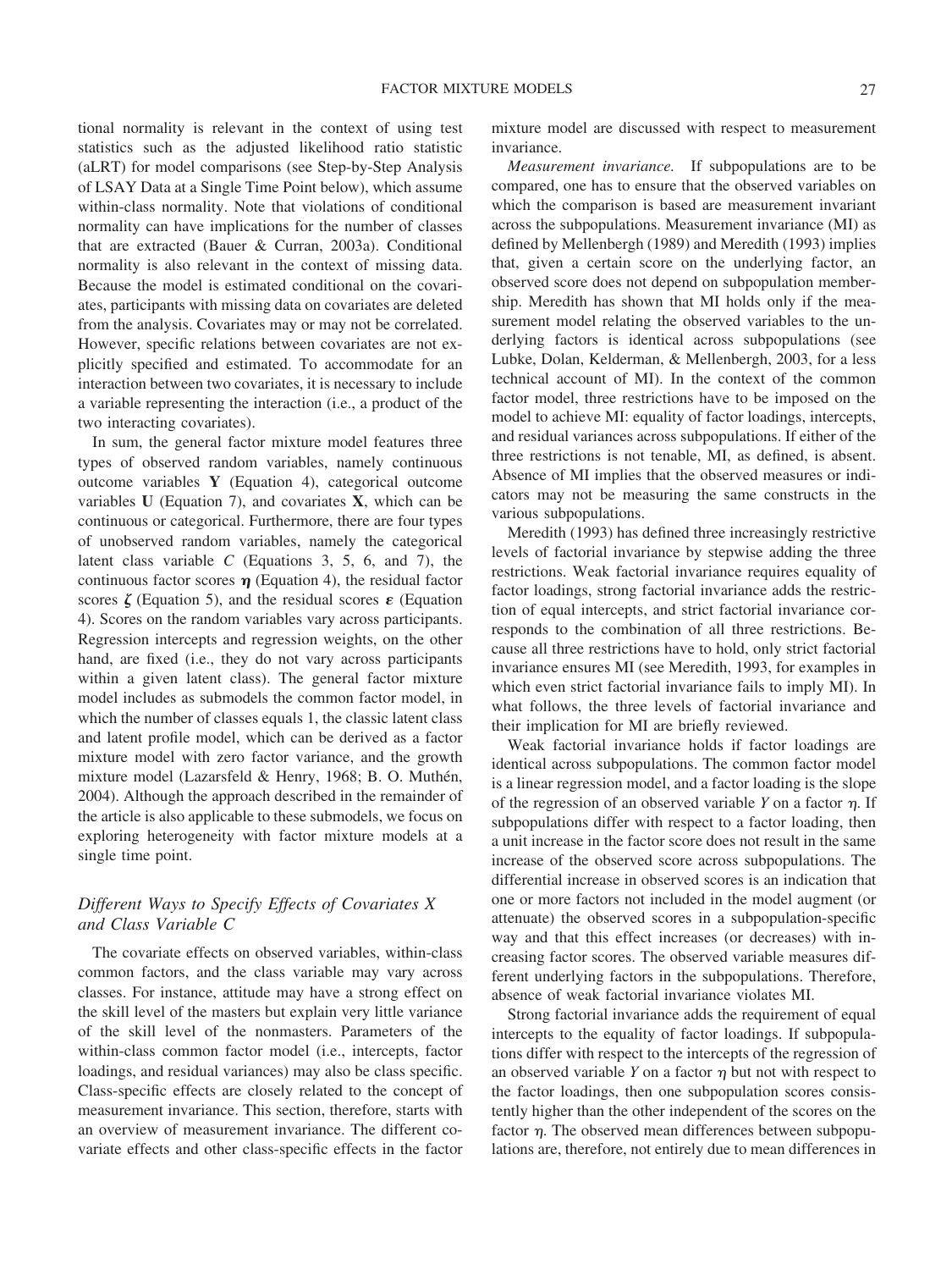tional normality is relevant in the context of using test statistics such as the adjusted likelihood ratio statistic (aLRT) for model comparisons (see Step-by-Step Analysis of LSAY Data at a Single Time Point below), which assume within-class normality. Note that violations of conditional normality can have implications for the number of classes that are extracted (Bauer & Curran, 2003a). Conditional normality is also relevant in the context of missing data. Because the model is estimated conditional on the covariates, participants with missing data on covariates are deleted from the analysis. Covariates may or may not be correlated. However, specific relations between covariates are not explicitly specified and estimated. To accommodate for an interaction between two covariates, it is necessary to include a variable representing the interaction (i.e., a product of the two interacting covariates).

In sum, the general factor mixture model features three types of observed random variables, namely continuous outcome variables $\mathbf{Y}$ (Equation 4), categorical outcome variables $\mathbf{U}$ (Equation 7), and covariates $\mathbf{X}$, which can be continuous or categorical. Furthermore, there are four types of unobserved random variables, namely the categorical latent class variable $C$ (Equations 3, 5, 6, and 7), the continuous factor scores $\boldsymbol{\eta}$ (Equation 4), the residual factor scores $\boldsymbol{\zeta}$ (Equation 5), and the residual scores $\boldsymbol{\varepsilon}$ (Equation 4). Scores on the random variables vary across participants. Regression intercepts and regression weights, on the other hand, are fixed (i.e., they do not vary across participants within a given latent class). The general factor mixture model includes as submodels the common factor model, in which the number of classes equals 1, the classic latent class and latent profile model, which can be derived as a factor mixture model with zero factor variance, and the growth mixture model (Lazarsfeld & Henry, 1968; B. O. Muthén, 2004). Although the approach described in the remainder of the article is also applicable to these submodels, we focus on exploring heterogeneity with factor mixture models at a single time point.

### *Different Ways to Specify Effects of Covariates X and Class Variable C*

The covariate effects on observed variables, within-class common factors, and the class variable may vary across classes. For instance, attitude may have a strong effect on the skill level of the masters but explain very little variance of the skill level of the nonmasters. Parameters of the within-class common factor model (i.e., intercepts, factor loadings, and residual variances) may also be class specific. Class-specific effects are closely related to the concept of measurement invariance. This section, therefore, starts with an overview of measurement invariance. The different covariate effects and other class-specific effects in the factor mixture model are discussed with respect to measurement invariance.

*Measurement invariance.* If subpopulations are to be compared, one has to ensure that the observed variables on which the comparison is based are measurement invariant across the subpopulations. Measurement invariance (MI) as defined by Mellenbergh (1989) and Meredith (1993) implies that, given a certain score on the underlying factor, an observed score does not depend on subpopulation membership. Meredith has shown that MI holds only if the measurement model relating the observed variables to the underlying factors is identical across subpopulations (see Lubke, Dolan, Kelderman, & Mellenbergh, 2003, for a less technical account of MI). In the context of the common factor model, three restrictions have to be imposed on the model to achieve MI: equality of factor loadings, intercepts, and residual variances across subpopulations. If either of the three restrictions is not tenable, MI, as defined, is absent. Absence of MI implies that the observed measures or indicators may not be measuring the same constructs in the various subpopulations.

Meredith (1993) has defined three increasingly restrictive levels of factorial invariance by stepwise adding the three restrictions. Weak factorial invariance requires equality of factor loadings, strong factorial invariance adds the restriction of equal intercepts, and strict factorial invariance corresponds to the combination of all three restrictions. Because all three restrictions have to hold, only strict factorial invariance ensures MI (see Meredith, 1993, for examples in which even strict factorial invariance fails to imply MI). In what follows, the three levels of factorial invariance and their implication for MI are briefly reviewed.

Weak factorial invariance holds if factor loadings are identical across subpopulations. The common factor model is a linear regression model, and a factor loading is the slope of the regression of an observed variable $Y$ on a factor $\eta$. If subpopulations differ with respect to a factor loading, then a unit increase in the factor score does not result in the same increase of the observed score across subpopulations. The differential increase in observed scores is an indication that one or more factors not included in the model augment (or attenuate) the observed scores in a subpopulation-specific way and that this effect increases (or decreases) with increasing factor scores. The observed variable measures different underlying factors in the subpopulations. Therefore, absence of weak factorial invariance violates MI.

Strong factorial invariance adds the requirement of equal intercepts to the equality of factor loadings. If subpopulations differ with respect to the intercepts of the regression of an observed variable $Y$ on a factor $\eta$ but not with respect to the factor loadings, then one subpopulation scores consistently higher than the other independent of the scores on the factor $\eta$. The observed mean differences between subpopulations are, therefore, not entirely due to mean differences in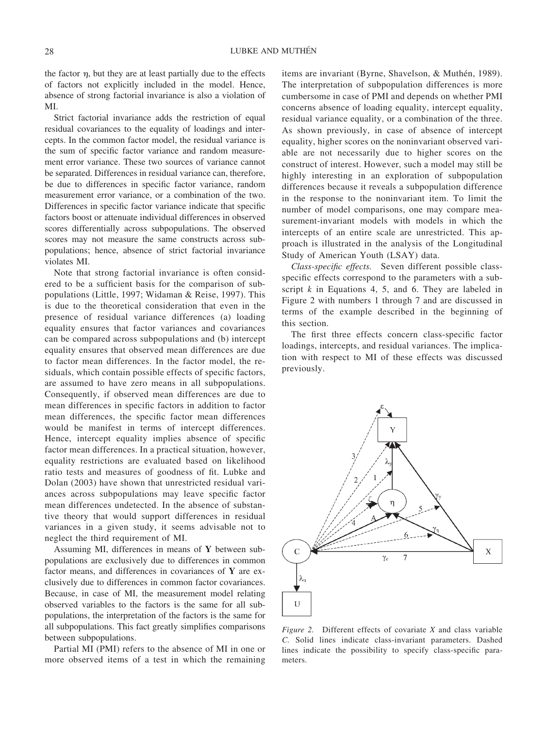the factor $\eta$, but they are at least partially due to the effects of factors not explicitly included in the model. Hence, absence of strong factorial invariance is also a violation of MI.

Strict factorial invariance adds the restriction of equal residual covariances to the equality of loadings and intercepts. In the common factor model, the residual variance is the sum of specific factor variance and random measurement error variance. These two sources of variance cannot be separated. Differences in residual variance can, therefore, be due to differences in specific factor variance, random measurement error variance, or a combination of the two. Differences in specific factor variance indicate that specific factors boost or attenuate individual differences in observed scores differentially across subpopulations. The observed scores may not measure the same constructs across subpopulations; hence, absence of strict factorial invariance violates MI.

Note that strong factorial invariance is often considered to be a sufficient basis for the comparison of subpopulations (Little, 1997; Widaman & Reise, 1997). This is due to the theoretical consideration that even in the presence of residual variance differences (a) loading equality ensures that factor variances and covariances can be compared across subpopulations and (b) intercept equality ensures that observed mean differences are due to factor mean differences. In the factor model, the residuals, which contain possible effects of specific factors, are assumed to have zero means in all subpopulations. Consequently, if observed mean differences are due to mean differences in specific factors in addition to factor mean differences, the specific factor mean differences would be manifest in terms of intercept differences. Hence, intercept equality implies absence of specific factor mean differences. In a practical situation, however, equality restrictions are evaluated based on likelihood ratio tests and measures of goodness of fit. Lubke and Dolan (2003) have shown that unrestricted residual variances across subpopulations may leave specific factor mean differences undetected. In the absence of substantive theory that would support differences in residual variances in a given study, it seems advisable not to neglect the third requirement of MI.

Assuming MI, differences in means of **Y** between subpopulations are exclusively due to differences in common factor means, and differences in covariances of **Y** are exclusively due to differences in common factor covariances. Because, in case of MI, the measurement model relating observed variables to the factors is the same for all subpopulations, the interpretation of the factors is the same for all subpopulations. This fact greatly simplifies comparisons between subpopulations.

Partial MI (PMI) refers to the absence of MI in one or more observed items of a test in which the remaining items are invariant (Byrne, Shavelson, & Muthén, 1989). The interpretation of subpopulation differences is more cumbersome in case of PMI and depends on whether PMI concerns absence of loading equality, intercept equality, residual variance equality, or a combination of the three. As shown previously, in case of absence of intercept equality, higher scores on the noninvariant observed variable are not necessarily due to higher scores on the construct of interest. However, such a model may still be highly interesting in an exploration of subpopulation differences because it reveals a subpopulation difference in the response to the noninvariant item. To limit the number of model comparisons, one may compare measurement-invariant models with models in which the intercepts of an entire scale are unrestricted. This approach is illustrated in the analysis of the Longitudinal Study of American Youth (LSAY) data.

*Class-specific effects.* Seven different possible class-specific effects correspond to the parameters with a subscript $k$ in Equations 4, 5, and 6. They are labeled in Figure 2 with numbers 1 through 7 and are discussed in terms of the example described in the beginning of this section.

The first three effects concern class-specific factor loadings, intercepts, and residual variances. The implication with respect to MI of these effects was discussed previously.

*Figure 2.* Different effects of covariate $X$ and class variable $C$. Solid lines indicate class-invariant parameters. Dashed lines indicate the possibility to specify class-specific parameters.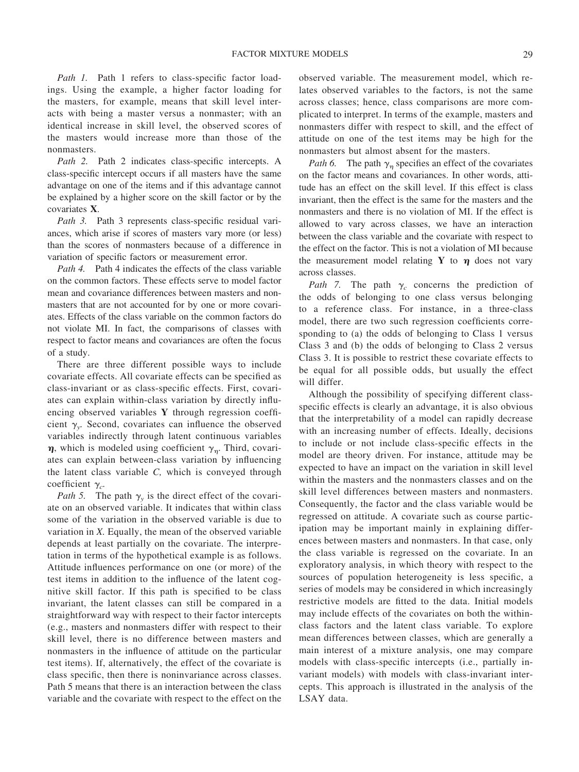*Path 1.* Path 1 refers to class-specific factor loadings. Using the example, a higher factor loading for the masters, for example, means that skill level interacts with being a master versus a nonmaster; with an identical increase in skill level, the observed scores of the masters would increase more than those of the nonmasters.

*Path 2.* Path 2 indicates class-specific intercepts. A class-specific intercept occurs if all masters have the same advantage on one of the items and if this advantage cannot be explained by a higher score on the skill factor or by the covariates **X**.

*Path 3.* Path 3 represents class-specific residual variances, which arise if scores of masters vary more (or less) than the scores of nonmasters because of a difference in variation of specific factors or measurement error.

*Path 4.* Path 4 indicates the effects of the class variable on the common factors. These effects serve to model factor mean and covariance differences between masters and nonmasters that are not accounted for by one or more covariates. Effects of the class variable on the common factors do not violate MI. In fact, the comparisons of classes with respect to factor means and covariances are often the focus of a study.

There are three different possible ways to include covariate effects. All covariate effects can be specified as class-invariant or as class-specific effects. First, covariates can explain within-class variation by directly influencing observed variables **Y** through regression coefficient $\gamma_y$. Second, covariates can influence the observed variables indirectly through latent continuous variables $\boldsymbol{\eta}$, which is modeled using coefficient $\gamma_\eta$. Third, covariates can explain between-class variation by influencing the latent class variable *C*, which is conveyed through coefficient $\gamma_c$.

*Path 5.* The path $\gamma_y$ is the direct effect of the covariate on an observed variable. It indicates that within class some of the variation in the observed variable is due to variation in *X*. Equally, the mean of the observed variable depends at least partially on the covariate. The interpretation in terms of the hypothetical example is as follows. Attitude influences performance on one (or more) of the test items in addition to the influence of the latent cognitive skill factor. If this path is specified to be class invariant, the latent classes can still be compared in a straightforward way with respect to their factor intercepts (e.g., masters and nonmasters differ with respect to their skill level, there is no difference between masters and nonmasters in the influence of attitude on the particular test items). If, alternatively, the effect of the covariate is class specific, then there is noninvariance across classes. Path 5 means that there is an interaction between the class variable and the covariate with respect to the effect on the observed variable. The measurement model, which relates observed variables to the factors, is not the same across classes; hence, class comparisons are more complicated to interpret. In terms of the example, masters and nonmasters differ with respect to skill, and the effect of attitude on one of the test items may be high for the nonmasters but almost absent for the masters.

*Path 6.* The path $\gamma_\eta$ specifies an effect of the covariates on the factor means and covariances. In other words, attitude has an effect on the skill level. If this effect is class invariant, then the effect is the same for the masters and the nonmasters and there is no violation of MI. If the effect is allowed to vary across classes, we have an interaction between the class variable and the covariate with respect to the effect on the factor. This is not a violation of MI because the measurement model relating **Y** to $\boldsymbol{\eta}$ does not vary across classes.

*Path 7.* The path $\gamma_c$ concerns the prediction of the odds of belonging to one class versus belonging to a reference class. For instance, in a three-class model, there are two such regression coefficients corresponding to (a) the odds of belonging to Class 1 versus Class 3 and (b) the odds of belonging to Class 2 versus Class 3. It is possible to restrict these covariate effects to be equal for all possible odds, but usually the effect will differ.

Although the possibility of specifying different class-specific effects is clearly an advantage, it is also obvious that the interpretability of a model can rapidly decrease with an increasing number of effects. Ideally, decisions to include or not include class-specific effects in the model are theory driven. For instance, attitude may be expected to have an impact on the variation in skill level within the masters and the nonmasters classes and on the skill level differences between masters and nonmasters. Consequently, the factor and the class variable would be regressed on attitude. A covariate such as course participation may be important mainly in explaining differences between masters and nonmasters. In that case, only the class variable is regressed on the covariate. In an exploratory analysis, in which theory with respect to the sources of population heterogeneity is less specific, a series of models may be considered in which increasingly restrictive models are fitted to the data. Initial models may include effects of the covariates on both the within-class factors and the latent class variable. To explore mean differences between classes, which are generally a main interest of a mixture analysis, one may compare models with class-specific intercepts (i.e., partially invariant models) with models with class-invariant intercepts. This approach is illustrated in the analysis of the LSAY data.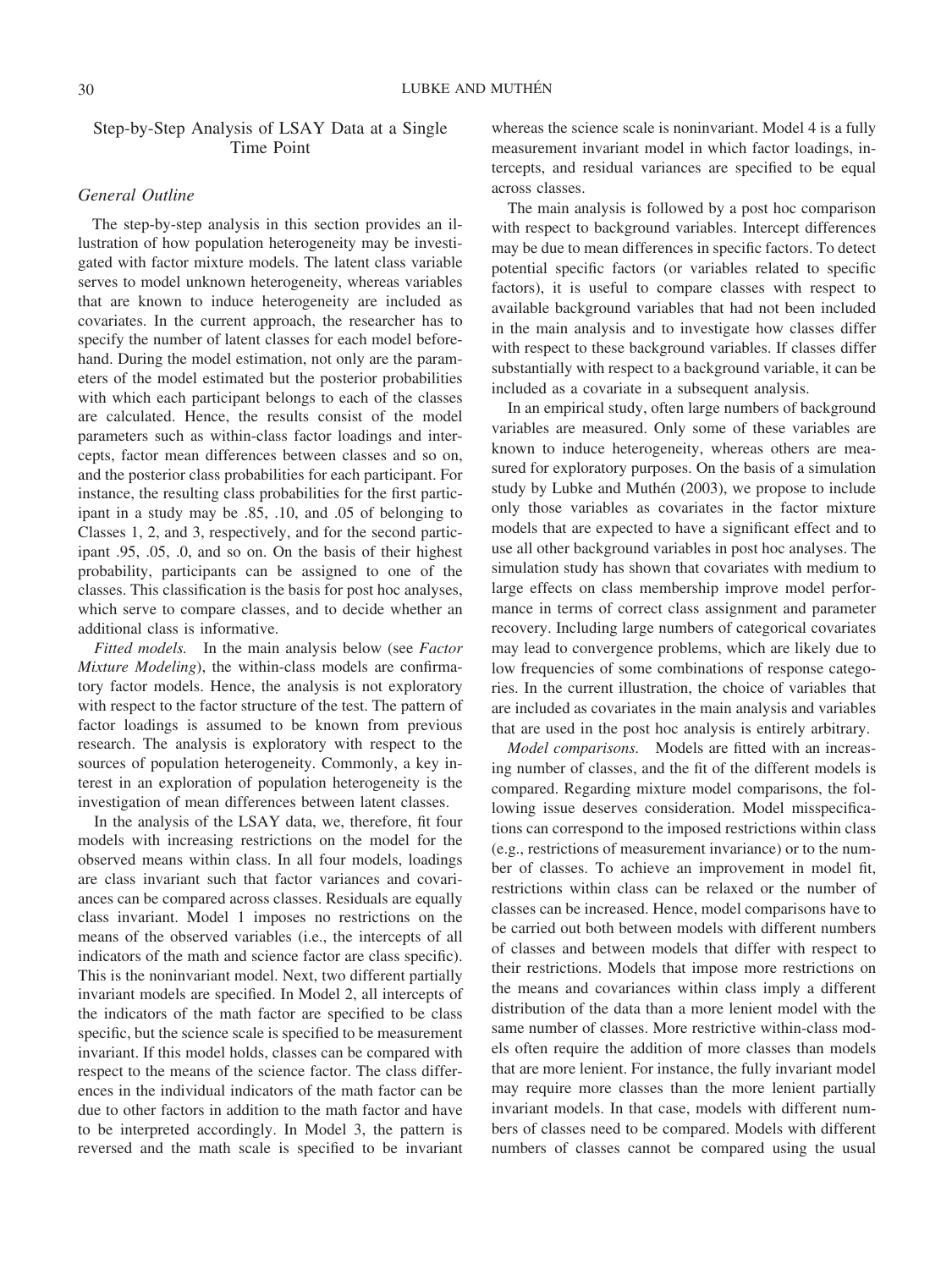## Step-by-Step Analysis of LSAY Data at a Single Time Point

### General Outline

The step-by-step analysis in this section provides an illustration of how population heterogeneity may be investigated with factor mixture models. The latent class variable serves to model unknown heterogeneity, whereas variables that are known to induce heterogeneity are included as covariates. In the current approach, the researcher has to specify the number of latent classes for each model beforehand. During the model estimation, not only are the parameters of the model estimated but the posterior probabilities with which each participant belongs to each of the classes are calculated. Hence, the results consist of the model parameters such as within-class factor loadings and intercepts, factor mean differences between classes and so on, and the posterior class probabilities for each participant. For instance, the resulting class probabilities for the first participant in a study may be .85, .10, and .05 of belonging to Classes 1, 2, and 3, respectively, and for the second participant .95, .05, .0, and so on. On the basis of their highest probability, participants can be assigned to one of the classes. This classification is the basis for post hoc analyses, which serve to compare classes, and to decide whether an additional class is informative.

*Fitted models.* In the main analysis below (see *Factor Mixture Modeling*), the within-class models are confirmatory factor models. Hence, the analysis is not exploratory with respect to the factor structure of the test. The pattern of factor loadings is assumed to be known from previous research. The analysis is exploratory with respect to the sources of population heterogeneity. Commonly, a key interest in an exploration of population heterogeneity is the investigation of mean differences between latent classes.

In the analysis of the LSAY data, we, therefore, fit four models with increasing restrictions on the model for the observed means within class. In all four models, loadings are class invariant such that factor variances and covariances can be compared across classes. Residuals are equally class invariant. Model 1 imposes no restrictions on the means of the observed variables (i.e., the intercepts of all indicators of the math and science factor are class specific). This is the noninvariant model. Next, two different partially invariant models are specified. In Model 2, all intercepts of the indicators of the math factor are specified to be class specific, but the science scale is specified to be measurement invariant. If this model holds, classes can be compared with respect to the means of the science factor. The class differences in the individual indicators of the math factor can be due to other factors in addition to the math factor and have to be interpreted accordingly. In Model 3, the pattern is reversed and the math scale is specified to be invariant whereas the science scale is noninvariant. Model 4 is a fully measurement invariant model in which factor loadings, intercepts, and residual variances are specified to be equal across classes.

The main analysis is followed by a post hoc comparison with respect to background variables. Intercept differences may be due to mean differences in specific factors. To detect potential specific factors (or variables related to specific factors), it is useful to compare classes with respect to available background variables that had not been included in the main analysis and to investigate how classes differ with respect to these background variables. If classes differ substantially with respect to a background variable, it can be included as a covariate in a subsequent analysis.

In an empirical study, often large numbers of background variables are measured. Only some of these variables are known to induce heterogeneity, whereas others are measured for exploratory purposes. On the basis of a simulation study by Lubke and Muthén (2003), we propose to include only those variables as covariates in the factor mixture models that are expected to have a significant effect and to use all other background variables in post hoc analyses. The simulation study has shown that covariates with medium to large effects on class membership improve model performance in terms of correct class assignment and parameter recovery. Including large numbers of categorical covariates may lead to convergence problems, which are likely due to low frequencies of some combinations of response categories. In the current illustration, the choice of variables that are included as covariates in the main analysis and variables that are used in the post hoc analysis is entirely arbitrary.

*Model comparisons.* Models are fitted with an increasing number of classes, and the fit of the different models is compared. Regarding mixture model comparisons, the following issue deserves consideration. Model misspecifications can correspond to the imposed restrictions within class (e.g., restrictions of measurement invariance) or to the number of classes. To achieve an improvement in model fit, restrictions within class can be relaxed or the number of classes can be increased. Hence, model comparisons have to be carried out both between models with different numbers of classes and between models that differ with respect to their restrictions. Models that impose more restrictions on the means and covariances within class imply a different distribution of the data than a more lenient model with the same number of classes. More restrictive within-class models often require the addition of more classes than models that are more lenient. For instance, the fully invariant model may require more classes than the more lenient partially invariant models. In that case, models with different numbers of classes need to be compared. Models with different numbers of classes cannot be compared using the usual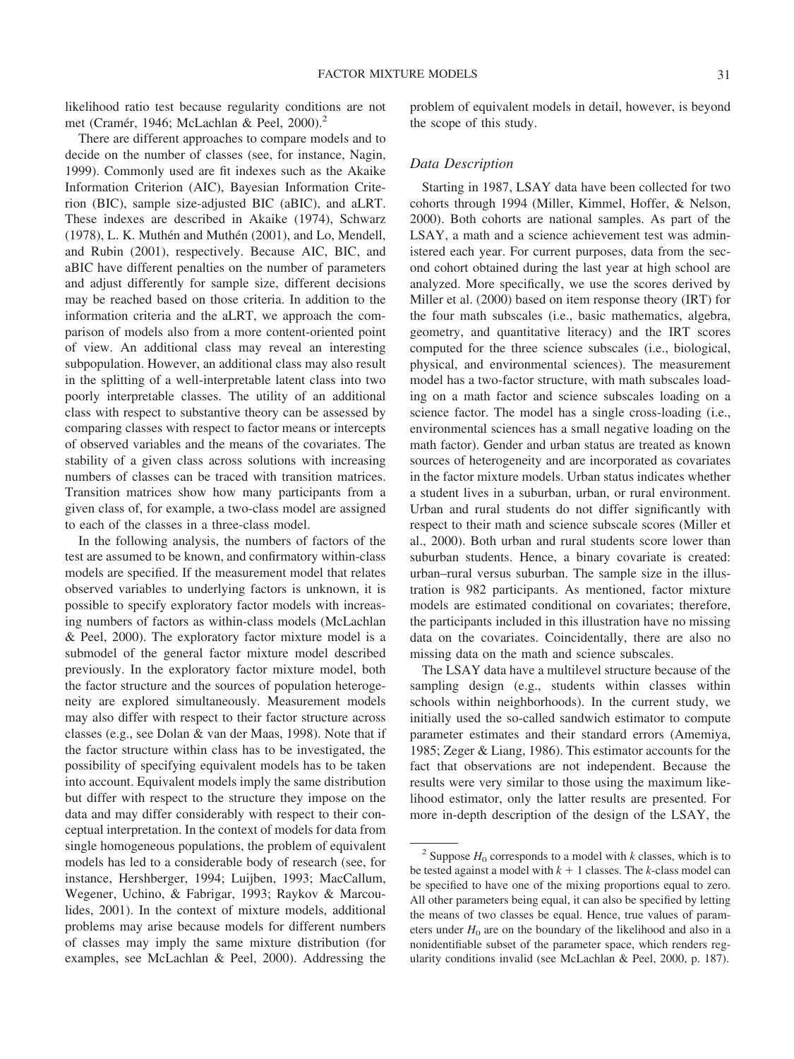likelihood ratio test because regularity conditions are not met (Cramér, 1946; McLachlan & Peel, 2000).[2]

There are different approaches to compare models and to decide on the number of classes (see, for instance, Nagin, 1999). Commonly used are fit indexes such as the Akaike Information Criterion (AIC), Bayesian Information Criterion (BIC), sample size-adjusted BIC (aBIC), and aLRT. These indexes are described in Akaike (1974), Schwarz (1978), L. K. Muthén and Muthén (2001), and Lo, Mendell, and Rubin (2001), respectively. Because AIC, BIC, and aBIC have different penalties on the number of parameters and adjust differently for sample size, different decisions may be reached based on those criteria. In addition to the information criteria and the aLRT, we approach the comparison of models also from a more content-oriented point of view. An additional class may reveal an interesting subpopulation. However, an additional class may also result in the splitting of a well-interpretable latent class into two poorly interpretable classes. The utility of an additional class with respect to substantive theory can be assessed by comparing classes with respect to factor means or intercepts of observed variables and the means of the covariates. The stability of a given class across solutions with increasing numbers of classes can be traced with transition matrices. Transition matrices show how many participants from a given class of, for example, a two-class model are assigned to each of the classes in a three-class model.

In the following analysis, the numbers of factors of the test are assumed to be known, and confirmatory within-class models are specified. If the measurement model that relates observed variables to underlying factors is unknown, it is possible to specify exploratory factor models with increasing numbers of factors as within-class models (McLachlan & Peel, 2000). The exploratory factor mixture model is a submodel of the general factor mixture model described previously. In the exploratory factor mixture model, both the factor structure and the sources of population heterogeneity are explored simultaneously. Measurement models may also differ with respect to their factor structure across classes (e.g., see Dolan & van der Maas, 1998). Note that if the factor structure within class has to be investigated, the possibility of specifying equivalent models has to be taken into account. Equivalent models imply the same distribution but differ with respect to the structure they impose on the data and may differ considerably with respect to their conceptual interpretation. In the context of models for data from single homogeneous populations, the problem of equivalent models has led to a considerable body of research (see, for instance, Hershberger, 1994; Luijben, 1993; MacCallum, Wegener, Uchino, & Fabrigar, 1993; Raykov & Marcoulides, 2001). In the context of mixture models, additional problems may arise because models for different numbers of classes may imply the same mixture distribution (for examples, see McLachlan & Peel, 2000). Addressing the problem of equivalent models in detail, however, is beyond the scope of this study.

### Data Description

Starting in 1987, LSAY data have been collected for two cohorts through 1994 (Miller, Kimmel, Hoffer, & Nelson, 2000). Both cohorts are national samples. As part of the LSAY, a math and a science achievement test was administered each year. For current purposes, data from the second cohort obtained during the last year at high school are analyzed. More specifically, we use the scores derived by Miller et al. (2000) based on item response theory (IRT) for the four math subscales (i.e., basic mathematics, algebra, geometry, and quantitative literacy) and the IRT scores computed for the three science subscales (i.e., biological, physical, and environmental sciences). The measurement model has a two-factor structure, with math subscales loading on a math factor and science subscales loading on a science factor. The model has a single cross-loading (i.e., environmental sciences has a small negative loading on the math factor). Gender and urban status are treated as known sources of heterogeneity and are incorporated as covariates in the factor mixture models. Urban status indicates whether a student lives in a suburban, urban, or rural environment. Urban and rural students do not differ significantly with respect to their math and science subscale scores (Miller et al., 2000). Both urban and rural students score lower than suburban students. Hence, a binary covariate is created: urban–rural versus suburban. The sample size in the illustration is 982 participants. As mentioned, factor mixture models are estimated conditional on covariates; therefore, the participants included in this illustration have no missing data on the covariates. Coincidentally, there are also no missing data on the math and science subscales.

The LSAY data have a multilevel structure because of the sampling design (e.g., students within classes within schools within neighborhoods). In the current study, we initially used the so-called sandwich estimator to compute parameter estimates and their standard errors (Amemiya, 1985; Zeger & Liang, 1986). This estimator accounts for the fact that observations are not independent. Because the results were very similar to those using the maximum likelihood estimator, only the latter results are presented. For more in-depth description of the design of the LSAY, the

[2] Suppose $H_0$ corresponds to a model with $k$ classes, which is to be tested against a model with $k + 1$ classes. The $k$-class model can be specified to have one of the mixing proportions equal to zero. All other parameters being equal, it can also be specified by letting the means of two classes be equal. Hence, true values of parameters under $H_0$ are on the boundary of the likelihood and also in a nonidentifiable subset of the parameter space, which renders regularity conditions invalid (see McLachlan & Peel, 2000, p. 187).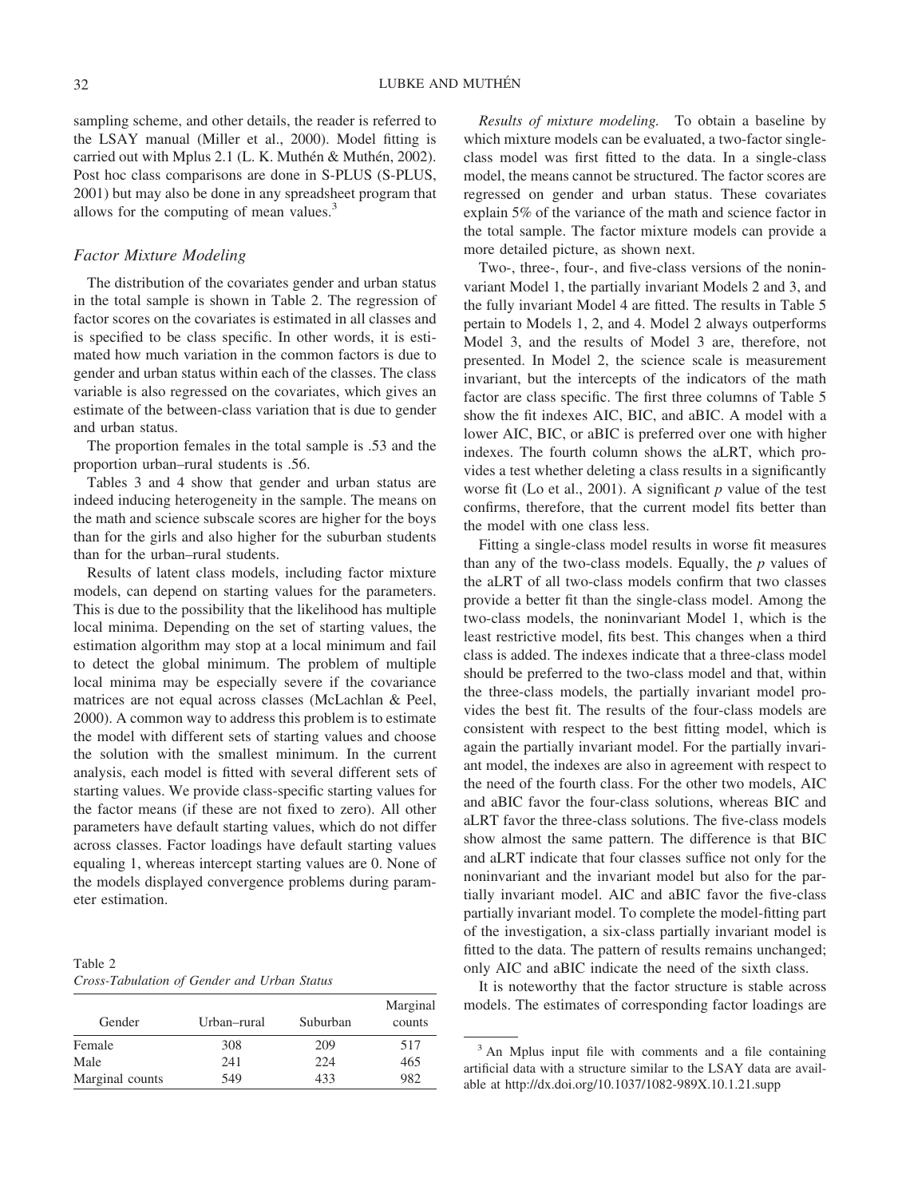sampling scheme, and other details, the reader is referred to the LSAY manual (Miller et al., 2000). Model fitting is carried out with Mplus 2.1 (L. K. Muthén & Muthén, 2002). Post hoc class comparisons are done in S-PLUS (S-PLUS, 2001) but may also be done in any spreadsheet program that allows for the computing of mean values.[3]

### Factor Mixture Modeling

The distribution of the covariates gender and urban status in the total sample is shown in Table 2. The regression of factor scores on the covariates is estimated in all classes and is specified to be class specific. In other words, it is estimated how much variation in the common factors is due to gender and urban status within each of the classes. The class variable is also regressed on the covariates, which gives an estimate of the between-class variation that is due to gender and urban status.

The proportion females in the total sample is .53 and the proportion urban–rural students is .56.

Tables 3 and 4 show that gender and urban status are indeed inducing heterogeneity in the sample. The means on the math and science subscale scores are higher for the boys than for the girls and also higher for the suburban students than for the urban–rural students.

Results of latent class models, including factor mixture models, can depend on starting values for the parameters. This is due to the possibility that the likelihood has multiple local minima. Depending on the set of starting values, the estimation algorithm may stop at a local minimum and fail to detect the global minimum. The problem of multiple local minima may be especially severe if the covariance matrices are not equal across classes (McLachlan & Peel, 2000). A common way to address this problem is to estimate the model with different sets of starting values and choose the solution with the smallest minimum. In the current analysis, each model is fitted with several different sets of starting values. We provide class-specific starting values for the factor means (if these are not fixed to zero). All other parameters have default starting values, which do not differ across classes. Factor loadings have default starting values equaling 1, whereas intercept starting values are 0. None of the models displayed convergence problems during parameter estimation.

Table 2
*Cross-Tabulation of Gender and Urban Status*

| Gender | Urban–rural | Suburban | Marginal counts |
|---|---|---|---|
| Female | 308 | 209 | 517 |
| Male | 241 | 224 | 465 |
| Marginal counts | 549 | 433 | 982 |

*Results of mixture modeling.* To obtain a baseline by which mixture models can be evaluated, a two-factor single-class model was first fitted to the data. In a single-class model, the means cannot be structured. The factor scores are regressed on gender and urban status. These covariates explain 5% of the variance of the math and science factor in the total sample. The factor mixture models can provide a more detailed picture, as shown next.

Two-, three-, four-, and five-class versions of the noninvariant Model 1, the partially invariant Models 2 and 3, and the fully invariant Model 4 are fitted. The results in Table 5 pertain to Models 1, 2, and 4. Model 2 always outperforms Model 3, and the results of Model 3 are, therefore, not presented. In Model 2, the science scale is measurement invariant, but the intercepts of the indicators of the math factor are class specific. The first three columns of Table 5 show the fit indexes AIC, BIC, and aBIC. A model with a lower AIC, BIC, or aBIC is preferred over one with higher indexes. The fourth column shows the aLRT, which provides a test whether deleting a class results in a significantly worse fit (Lo et al., 2001). A significant $p$ value of the test confirms, therefore, that the current model fits better than the model with one class less.

Fitting a single-class model results in worse fit measures than any of the two-class models. Equally, the $p$ values of the aLRT of all two-class models confirm that two classes provide a better fit than the single-class model. Among the two-class models, the noninvariant Model 1, which is the least restrictive model, fits best. This changes when a third class is added. The indexes indicate that a three-class model should be preferred to the two-class model and that, within the three-class models, the partially invariant model provides the best fit. The results of the four-class models are consistent with respect to the best fitting model, which is again the partially invariant model. For the partially invariant model, the indexes are also in agreement with respect to the need of the fourth class. For the other two models, AIC and aBIC favor the four-class solutions, whereas BIC and aLRT favor the three-class solutions. The five-class models show almost the same pattern. The difference is that BIC and aLRT indicate that four classes suffice not only for the noninvariant and the invariant model but also for the partially invariant model. AIC and aBIC favor the five-class partially invariant model. To complete the model-fitting part of the investigation, a six-class partially invariant model is fitted to the data. The pattern of results remains unchanged; only AIC and aBIC indicate the need of the sixth class.

It is noteworthy that the factor structure is stable across models. The estimates of corresponding factor loadings are

[3] An Mplus input file with comments and a file containing artificial data with a structure similar to the LSAY data are available at http://dx.doi.org/10.1037/1082-989X.10.1.21.supp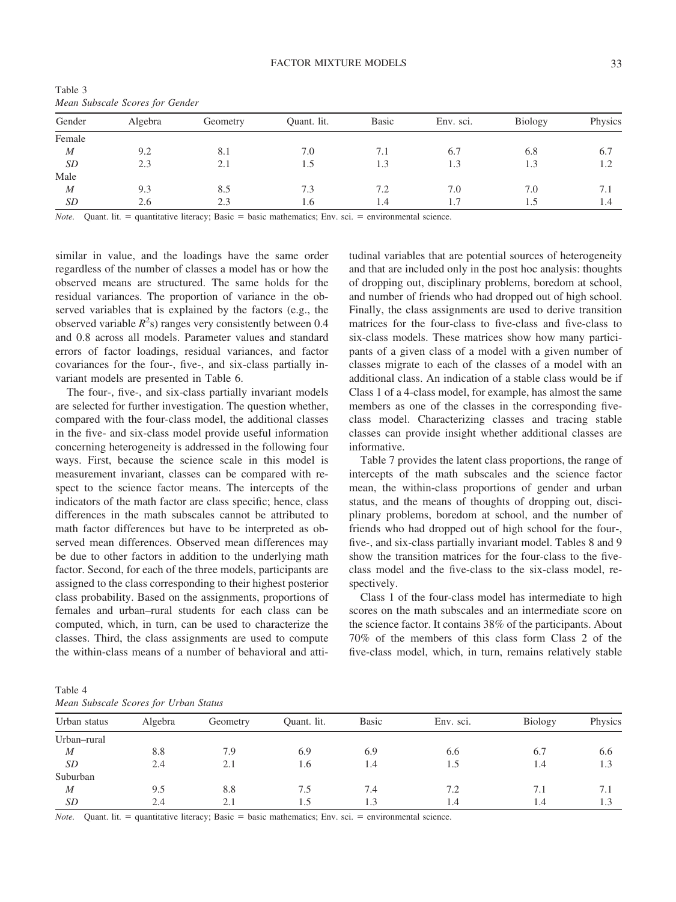Table 3
*Mean Subscale Scores for Gender*

| Gender | Algebra | Geometry | Quant. lit. | Basic | Env. sci. | Biology | Physics |
|---|---|---|---|---|---|---|---|
| Female | | | | | | | |
| *M* | 9.2 | 8.1 | 7.0 | 7.1 | 6.7 | 6.8 | 6.7 |
| *SD* | 2.3 | 2.1 | 1.5 | 1.3 | 1.3 | 1.3 | 1.2 |
| Male | | | | | | | |
| *M* | 9.3 | 8.5 | 7.3 | 7.2 | 7.0 | 7.0 | 7.1 |
| *SD* | 2.6 | 2.3 | 1.6 | 1.4 | 1.7 | 1.5 | 1.4 |

*Note.* Quant. lit. = quantitative literacy; Basic = basic mathematics; Env. sci. = environmental science.

similar in value, and the loadings have the same order regardless of the number of classes a model has or how the observed means are structured. The same holds for the residual variances. The proportion of variance in the observed variables that is explained by the factors (e.g., the observed variable $R^2$s) ranges very consistently between 0.4 and 0.8 across all models. Parameter values and standard errors of factor loadings, residual variances, and factor covariances for the four-, five-, and six-class partially invariant models are presented in Table 6.

The four-, five-, and six-class partially invariant models are selected for further investigation. The question whether, compared with the four-class model, the additional classes in the five- and six-class model provide useful information concerning heterogeneity is addressed in the following four ways. First, because the science scale in this model is measurement invariant, classes can be compared with respect to the science factor means. The intercepts of the indicators of the math factor are class specific; hence, class differences in the math subscales cannot be attributed to math factor differences but have to be interpreted as observed mean differences. Observed mean differences may be due to other factors in addition to the underlying math factor. Second, for each of the three models, participants are assigned to the class corresponding to their highest posterior class probability. Based on the assignments, proportions of females and urban–rural students for each class can be computed, which, in turn, can be used to characterize the classes. Third, the class assignments are used to compute the within-class means of a number of behavioral and attitudinal variables that are potential sources of heterogeneity and that are included only in the post hoc analysis: thoughts of dropping out, disciplinary problems, boredom at school, and number of friends who had dropped out of high school. Finally, the class assignments are used to derive transition matrices for the four-class to five-class and five-class to six-class models. These matrices show how many participants of a given class of a model with a given number of classes migrate to each of the classes of a model with an additional class. An indication of a stable class would be if Class 1 of a 4-class model, for example, has almost the same members as one of the classes in the corresponding five-class model. Characterizing classes and tracing stable classes can provide insight whether additional classes are informative.

Table 7 provides the latent class proportions, the range of intercepts of the math subscales and the science factor mean, the within-class proportions of gender and urban status, and the means of thoughts of dropping out, disciplinary problems, boredom at school, and the number of friends who had dropped out of high school for the four-, five-, and six-class partially invariant model. Tables 8 and 9 show the transition matrices for the four-class to the five-class model and the five-class to the six-class model, respectively.

Class 1 of the four-class model has intermediate to high scores on the math subscales and an intermediate score on the science factor. It contains 38% of the participants. About 70% of the members of this class form Class 2 of the five-class model, which, in turn, remains relatively stable

Table 4
*Mean Subscale Scores for Urban Status*

| Urban status | Algebra | Geometry | Quant. lit. | Basic | Env. sci. | Biology | Physics |
|---|---|---|---|---|---|---|---|
| Urban–rural | | | | | | | |
| *M* | 8.8 | 7.9 | 6.9 | 6.9 | 6.6 | 6.7 | 6.6 |
| *SD* | 2.4 | 2.1 | 1.6 | 1.4 | 1.5 | 1.4 | 1.3 |
| Suburban | | | | | | | |
| *M* | 9.5 | 8.8 | 7.5 | 7.4 | 7.2 | 7.1 | 7.1 |
| *SD* | 2.4 | 2.1 | 1.5 | 1.3 | 1.4 | 1.4 | 1.3 |

*Note.* Quant. lit. = quantitative literacy; Basic = basic mathematics; Env. sci. = environmental science.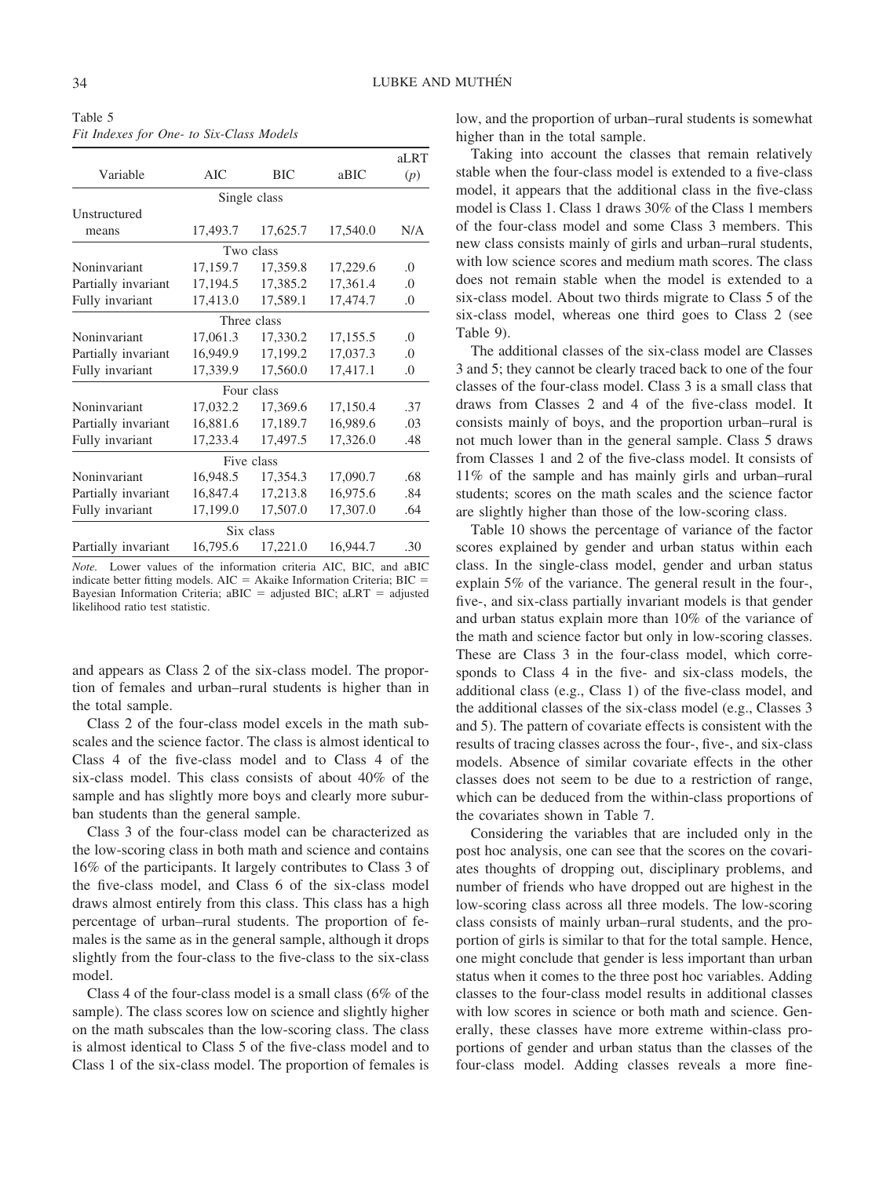Table 5
*Fit Indexes for One- to Six-Class Models*

| Variable | AIC | BIC | aBIC | aLRT ($p$) |
|---|---|---|---|---|
| Single class | | | | |
| Unstructured means | 17,493.7 | 17,625.7 | 17,540.0 | N/A |
| Two class | | | | |
| Noninvariant | 17,159.7 | 17,359.8 | 17,229.6 | .0 |
| Partially invariant | 17,194.5 | 17,385.2 | 17,361.4 | .0 |
| Fully invariant | 17,413.0 | 17,589.1 | 17,474.7 | .0 |
| Three class | | | | |
| Noninvariant | 17,061.3 | 17,330.2 | 17,155.5 | .0 |
| Partially invariant | 16,949.9 | 17,199.2 | 17,037.3 | .0 |
| Fully invariant | 17,339.9 | 17,560.0 | 17,417.1 | .0 |
| Four class | | | | |
| Noninvariant | 17,032.2 | 17,369.6 | 17,150.4 | .37 |
| Partially invariant | 16,881.6 | 17,189.7 | 16,989.6 | .03 |
| Fully invariant | 17,233.4 | 17,497.5 | 17,326.0 | .48 |
| Five class | | | | |
| Noninvariant | 16,948.5 | 17,354.3 | 17,090.7 | .68 |
| Partially invariant | 16,847.4 | 17,213.8 | 16,975.6 | .84 |
| Fully invariant | 17,199.0 | 17,507.0 | 17,307.0 | .64 |
| Six class | | | | |
| Partially invariant | 16,795.6 | 17,221.0 | 16,944.7 | .30 |

*Note.* Lower values of the information criteria AIC, BIC, and aBIC indicate better fitting models. AIC = Akaike Information Criteria; BIC = Bayesian Information Criteria; aBIC = adjusted BIC; aLRT = adjusted likelihood ratio test statistic.

and appears as Class 2 of the six-class model. The proportion of females and urban–rural students is higher than in the total sample.

Class 2 of the four-class model excels in the math subscales and the science factor. The class is almost identical to Class 4 of the five-class model and to Class 4 of the six-class model. This class consists of about 40% of the sample and has slightly more boys and clearly more suburban students than the general sample.

Class 3 of the four-class model can be characterized as the low-scoring class in both math and science and contains 16% of the participants. It largely contributes to Class 3 of the five-class model, and Class 6 of the six-class model draws almost entirely from this class. This class has a high percentage of urban–rural students. The proportion of females is the same as in the general sample, although it drops slightly from the four-class to the five-class to the six-class model.

Class 4 of the four-class model is a small class (6% of the sample). The class scores low on science and slightly higher on the math subscales than the low-scoring class. The class is almost identical to Class 5 of the five-class model and to Class 1 of the six-class model. The proportion of females is low, and the proportion of urban–rural students is somewhat higher than in the total sample.

Taking into account the classes that remain relatively stable when the four-class model is extended to a five-class model, it appears that the additional class in the five-class model is Class 1. Class 1 draws 30% of the Class 1 members of the four-class model and some Class 3 members. This new class consists mainly of girls and urban–rural students, with low science scores and medium math scores. The class does not remain stable when the model is extended to a six-class model. About two thirds migrate to Class 5 of the six-class model, whereas one third goes to Class 2 (see Table 9).

The additional classes of the six-class model are Classes 3 and 5; they cannot be clearly traced back to one of the four classes of the four-class model. Class 3 is a small class that draws from Classes 2 and 4 of the five-class model. It consists mainly of boys, and the proportion urban–rural is not much lower than in the general sample. Class 5 draws from Classes 1 and 2 of the five-class model. It consists of 11% of the sample and has mainly girls and urban–rural students; scores on the math scales and the science factor are slightly higher than those of the low-scoring class.

Table 10 shows the percentage of variance of the factor scores explained by gender and urban status within each class. In the single-class model, gender and urban status explain 5% of the variance. The general result in the four-, five-, and six-class partially invariant models is that gender and urban status explain more than 10% of the variance of the math and science factor but only in low-scoring classes. These are Class 3 in the four-class model, which corresponds to Class 4 in the five- and six-class models, the additional class (e.g., Class 1) of the five-class model, and the additional classes of the six-class model (e.g., Classes 3 and 5). The pattern of covariate effects is consistent with the results of tracing classes across the four-, five-, and six-class models. Absence of similar covariate effects in the other classes does not seem to be due to a restriction of range, which can be deduced from the within-class proportions of the covariates shown in Table 7.

Considering the variables that are included only in the post hoc analysis, one can see that the scores on the covariates thoughts of dropping out, disciplinary problems, and number of friends who have dropped out are highest in the low-scoring class across all three models. The low-scoring class consists of mainly urban–rural students, and the proportion of girls is similar to that for the total sample. Hence, one might conclude that gender is less important than urban status when it comes to the three post hoc variables. Adding classes to the four-class model results in additional classes with low scores in science or both math and science. Generally, these classes have more extreme within-class proportions of gender and urban status than the classes of the four-class model. Adding classes reveals a more fine-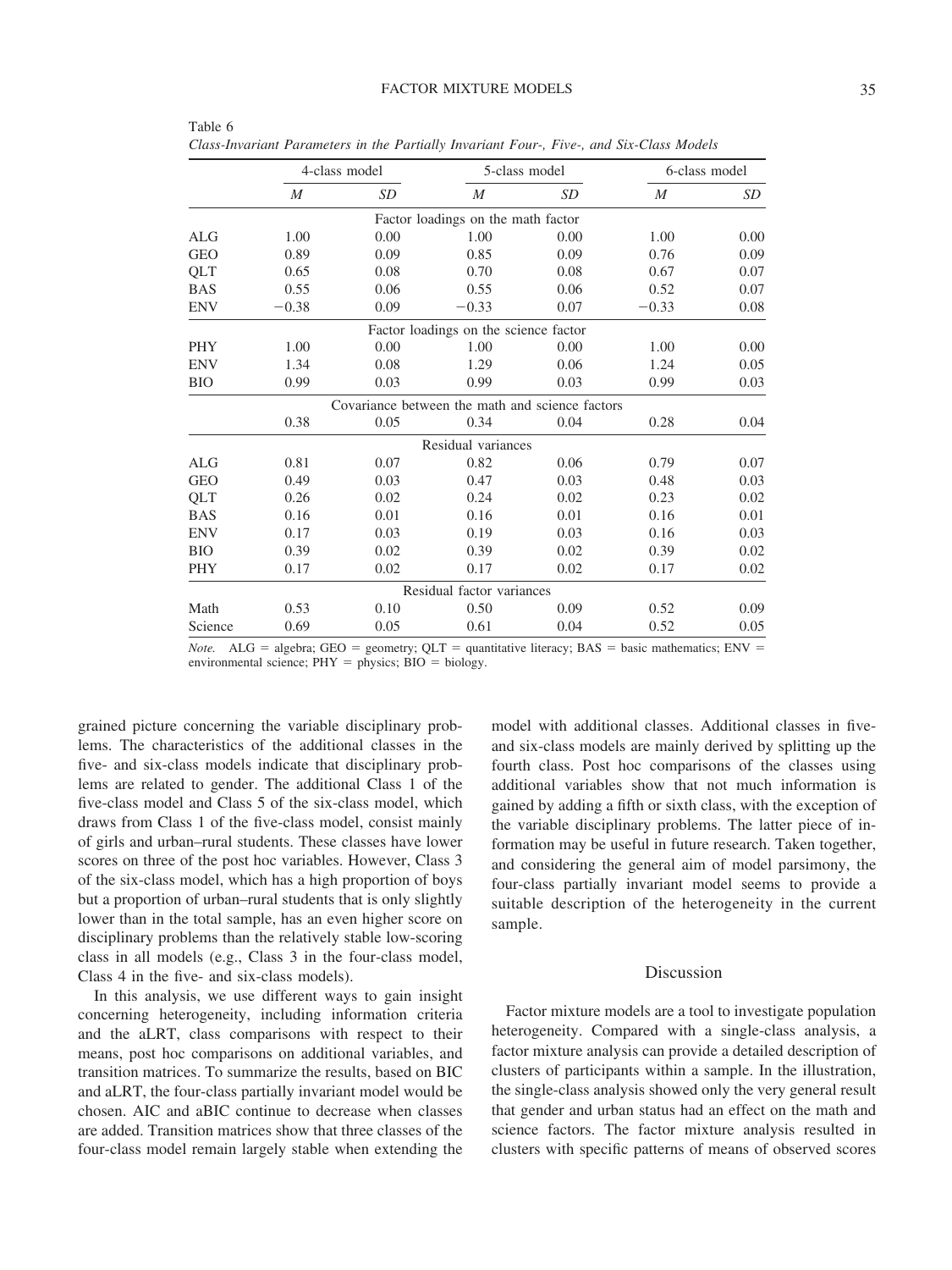Table 6
*Class-Invariant Parameters in the Partially Invariant Four-, Five-, and Six-Class Models*

| | 4-class model | | 5-class model | | 6-class model | |
|---|---|---|---|---|---|---|
| | *M* | *SD* | *M* | *SD* | *M* | *SD* |
| | | | Factor loadings on the math factor | | | |
| ALG | 1.00 | 0.00 | 1.00 | 0.00 | 1.00 | 0.00 |
| GEO | 0.89 | 0.09 | 0.85 | 0.09 | 0.76 | 0.09 |
| QLT | 0.65 | 0.08 | 0.70 | 0.08 | 0.67 | 0.07 |
| BAS | 0.55 | 0.06 | 0.55 | 0.06 | 0.52 | 0.07 |
| ENV | −0.38 | 0.09 | −0.33 | 0.07 | −0.33 | 0.08 |
| | | | Factor loadings on the science factor | | | |
| PHY | 1.00 | 0.00 | 1.00 | 0.00 | 1.00 | 0.00 |
| ENV | 1.34 | 0.08 | 1.29 | 0.06 | 1.24 | 0.05 |
| BIO | 0.99 | 0.03 | 0.99 | 0.03 | 0.99 | 0.03 |
| | | | Covariance between the math and science factors | | | |
| | 0.38 | 0.05 | 0.34 | 0.04 | 0.28 | 0.04 |
| | | | Residual variances | | | |
| ALG | 0.81 | 0.07 | 0.82 | 0.06 | 0.79 | 0.07 |
| GEO | 0.49 | 0.03 | 0.47 | 0.03 | 0.48 | 0.03 |
| QLT | 0.26 | 0.02 | 0.24 | 0.02 | 0.23 | 0.02 |
| BAS | 0.16 | 0.01 | 0.16 | 0.01 | 0.16 | 0.01 |
| ENV | 0.17 | 0.03 | 0.19 | 0.03 | 0.16 | 0.03 |
| BIO | 0.39 | 0.02 | 0.39 | 0.02 | 0.39 | 0.02 |
| PHY | 0.17 | 0.02 | 0.17 | 0.02 | 0.17 | 0.02 |
| | | | Residual factor variances | | | |
| Math | 0.53 | 0.10 | 0.50 | 0.09 | 0.52 | 0.09 |
| Science | 0.69 | 0.05 | 0.61 | 0.04 | 0.52 | 0.05 |

*Note.* ALG = algebra; GEO = geometry; QLT = quantitative literacy; BAS = basic mathematics; ENV = environmental science; PHY = physics; BIO = biology.

grained picture concerning the variable disciplinary problems. The characteristics of the additional classes in the five- and six-class models indicate that disciplinary problems are related to gender. The additional Class 1 of the five-class model and Class 5 of the six-class model, which draws from Class 1 of the five-class model, consist mainly of girls and urban–rural students. These classes have lower scores on three of the post hoc variables. However, Class 3 of the six-class model, which has a high proportion of boys but a proportion of urban–rural students that is only slightly lower than in the total sample, has an even higher score on disciplinary problems than the relatively stable low-scoring class in all models (e.g., Class 3 in the four-class model, Class 4 in the five- and six-class models).

In this analysis, we use different ways to gain insight concerning heterogeneity, including information criteria and the aLRT, class comparisons with respect to their means, post hoc comparisons on additional variables, and transition matrices. To summarize the results, based on BIC and aLRT, the four-class partially invariant model would be chosen. AIC and aBIC continue to decrease when classes are added. Transition matrices show that three classes of the four-class model remain largely stable when extending the model with additional classes. Additional classes in five- and six-class models are mainly derived by splitting up the fourth class. Post hoc comparisons of the classes using additional variables show that not much information is gained by adding a fifth or sixth class, with the exception of the variable disciplinary problems. The latter piece of information may be useful in future research. Taken together, and considering the general aim of model parsimony, the four-class partially invariant model seems to provide a suitable description of the heterogeneity in the current sample.

## Discussion

Factor mixture models are a tool to investigate population heterogeneity. Compared with a single-class analysis, a factor mixture analysis can provide a detailed description of clusters of participants within a sample. In the illustration, the single-class analysis showed only the very general result that gender and urban status had an effect on the math and science factors. The factor mixture analysis resulted in clusters with specific patterns of means of observed scores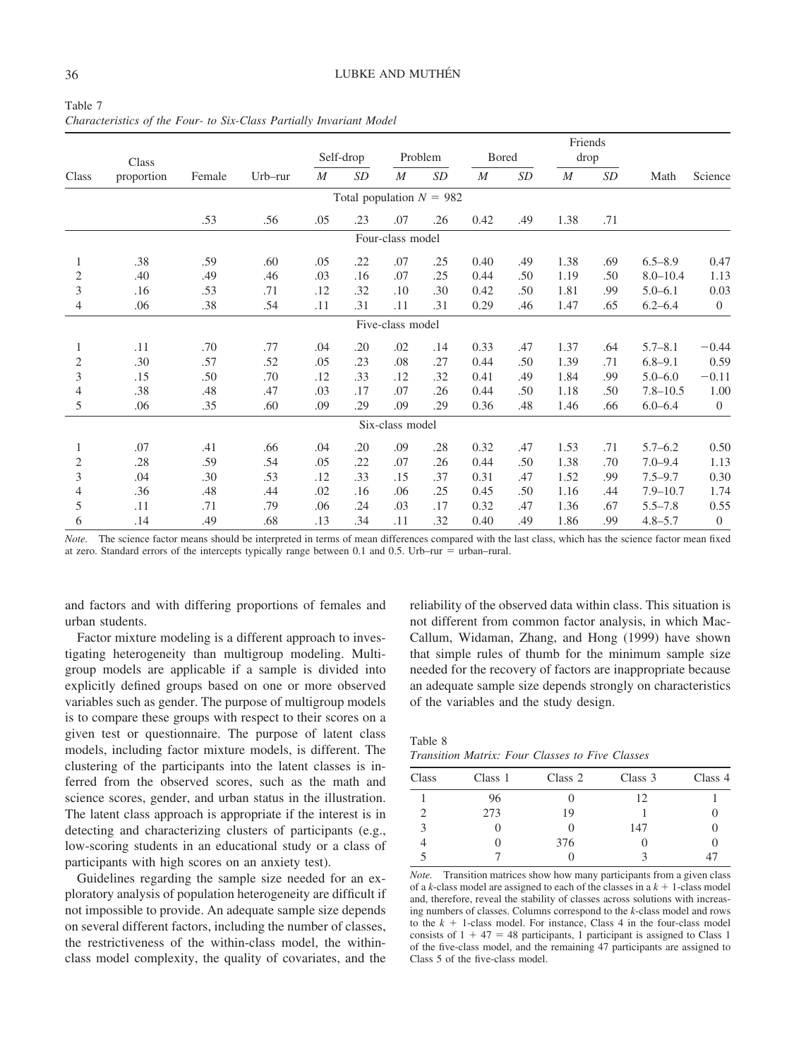Table 7
*Characteristics of the Four- to Six-Class Partially Invariant Model*

| Class | Class proportion | Female | Urb–rur | Self-drop | | Problem | | Bored | | Friends drop | | Math | Science |
|---|---|---|---|---|---|---|---|---|---|---|---|---|---|
| | | | | *M* | *SD* | *M* | *SD* | *M* | *SD* | *M* | *SD* | | |
| **Total population $N = 982$** | | | | | | | | | | | | | |
| | | .53 | .56 | .05 | .23 | .07 | .26 | 0.42 | .49 | 1.38 | .71 | | |
| **Four-class model** | | | | | | | | | | | | | |
| 1 | .38 | .59 | .60 | .05 | .22 | .07 | .25 | 0.40 | .49 | 1.38 | .69 | 6.5–8.9 | 0.47 |
| 2 | .40 | .49 | .46 | .03 | .16 | .07 | .25 | 0.44 | .50 | 1.19 | .50 | 8.0–10.4 | 1.13 |
| 3 | .16 | .53 | .71 | .12 | .32 | .10 | .30 | 0.42 | .50 | 1.81 | .99 | 5.0–6.1 | 0.03 |
| 4 | .06 | .38 | .54 | .11 | .31 | .11 | .31 | 0.29 | .46 | 1.47 | .65 | 6.2–6.4 | 0 |
| **Five-class model** | | | | | | | | | | | | | |
| 1 | .11 | .70 | .77 | .04 | .20 | .02 | .14 | 0.33 | .47 | 1.37 | .64 | 5.7–8.1 | −0.44 |
| 2 | .30 | .57 | .52 | .05 | .23 | .08 | .27 | 0.44 | .50 | 1.39 | .71 | 6.8–9.1 | 0.59 |
| 3 | .15 | .50 | .70 | .12 | .33 | .12 | .32 | 0.41 | .49 | 1.84 | .99 | 5.0–6.0 | −0.11 |
| 4 | .38 | .48 | .47 | .03 | .17 | .07 | .26 | 0.44 | .50 | 1.18 | .50 | 7.8–10.5 | 1.00 |
| 5 | .06 | .35 | .60 | .09 | .29 | .09 | .29 | 0.36 | .48 | 1.46 | .66 | 6.0–6.4 | 0 |
| **Six-class model** | | | | | | | | | | | | | |
| 1 | .07 | .41 | .66 | .04 | .20 | .09 | .28 | 0.32 | .47 | 1.53 | .71 | 5.7–6.2 | 0.50 |
| 2 | .28 | .59 | .54 | .05 | .22 | .07 | .26 | 0.44 | .50 | 1.38 | .70 | 7.0–9.4 | 1.13 |
| 3 | .04 | .30 | .53 | .12 | .33 | .15 | .37 | 0.31 | .47 | 1.52 | .99 | 7.5–9.7 | 0.30 |
| 4 | .36 | .48 | .44 | .02 | .16 | .06 | .25 | 0.45 | .50 | 1.16 | .44 | 7.9–10.7 | 1.74 |
| 5 | .11 | .71 | .79 | .06 | .24 | .03 | .17 | 0.32 | .47 | 1.36 | .67 | 5.5–7.8 | 0.55 |
| 6 | .14 | .49 | .68 | .13 | .34 | .11 | .32 | 0.40 | .49 | 1.86 | .99 | 4.8–5.7 | 0 |

*Note.* The science factor means should be interpreted in terms of mean differences compared with the last class, which has the science factor mean fixed at zero. Standard errors of the intercepts typically range between 0.1 and 0.5. Urb–rur = urban–rural.

and factors and with differing proportions of females and urban students.

Factor mixture modeling is a different approach to investigating heterogeneity than multigroup modeling. Multigroup models are applicable if a sample is divided into explicitly defined groups based on one or more observed variables such as gender. The purpose of multigroup models is to compare these groups with respect to their scores on a given test or questionnaire. The purpose of latent class models, including factor mixture models, is different. The clustering of the participants into the latent classes is inferred from the observed scores, such as the math and science scores, gender, and urban status in the illustration. The latent class approach is appropriate if the interest is in detecting and characterizing clusters of participants (e.g., low-scoring students in an educational study or a class of participants with high scores on an anxiety test).

Guidelines regarding the sample size needed for an exploratory analysis of population heterogeneity are difficult if not impossible to provide. An adequate sample size depends on several different factors, including the number of classes, the restrictiveness of the within-class model, the within-class model complexity, the quality of covariates, and the reliability of the observed data within class. This situation is not different from common factor analysis, in which MacCallum, Widaman, Zhang, and Hong (1999) have shown that simple rules of thumb for the minimum sample size needed for the recovery of factors are inappropriate because an adequate sample size depends strongly on characteristics of the variables and the study design.

Table 8
*Transition Matrix: Four Classes to Five Classes*

| Class | Class 1 | Class 2 | Class 3 | Class 4 |
|---|---|---|---|---|
| 1 | 96 | 0 | 12 | 1 |
| 2 | 273 | 19 | 1 | 0 |
| 3 | 0 | 0 | 147 | 0 |
| 4 | 0 | 376 | 0 | 0 |
| 5 | 7 | 0 | 3 | 47 |

*Note.* Transition matrices show how many participants from a given class of a $k$-class model are assigned to each of the classes in a $k + 1$-class model and, therefore, reveal the stability of classes across solutions with increasing numbers of classes. Columns correspond to the $k$-class model and rows to the $k + 1$-class model. For instance, Class 4 in the four-class model consists of $1 + 47 = 48$ participants, 1 participant is assigned to Class 1 of the five-class model, and the remaining 47 participants are assigned to Class 5 of the five-class model.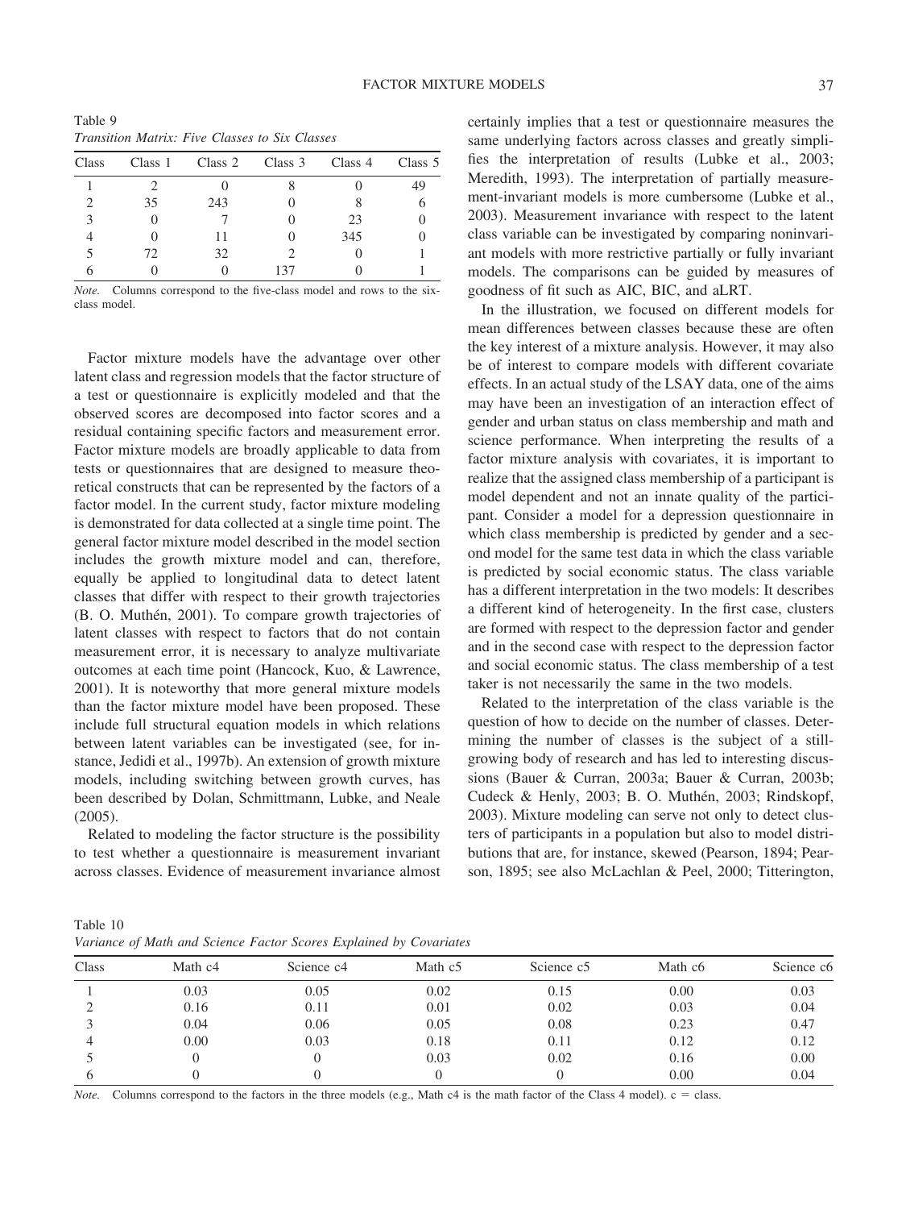Table 9
*Transition Matrix: Five Classes to Six Classes*

| Class | Class 1 | Class 2 | Class 3 | Class 4 | Class 5 |
|---|---|---|---|---|---|
| 1 | 2 | 0 | 8 | 0 | 49 |
| 2 | 35 | 243 | 0 | 8 | 6 |
| 3 | 0 | 7 | 0 | 23 | 0 |
| 4 | 0 | 11 | 0 | 345 | 0 |
| 5 | 72 | 32 | 2 | 0 | 1 |
| 6 | 0 | 0 | 137 | 0 | 1 |

*Note.* Columns correspond to the five-class model and rows to the six-class model.

Factor mixture models have the advantage over other latent class and regression models that the factor structure of a test or questionnaire is explicitly modeled and that the observed scores are decomposed into factor scores and a residual containing specific factors and measurement error. Factor mixture models are broadly applicable to data from tests or questionnaires that are designed to measure theoretical constructs that can be represented by the factors of a factor model. In the current study, factor mixture modeling is demonstrated for data collected at a single time point. The general factor mixture model described in the model section includes the growth mixture model and can, therefore, equally be applied to longitudinal data to detect latent classes that differ with respect to their growth trajectories (B. O. Muthén, 2001). To compare growth trajectories of latent classes with respect to factors that do not contain measurement error, it is necessary to analyze multivariate outcomes at each time point (Hancock, Kuo, & Lawrence, 2001). It is noteworthy that more general mixture models than the factor mixture model have been proposed. These include full structural equation models in which relations between latent variables can be investigated (see, for instance, Jedidi et al., 1997b). An extension of growth mixture models, including switching between growth curves, has been described by Dolan, Schmittmann, Lubke, and Neale (2005).

Related to modeling the factor structure is the possibility to test whether a questionnaire is measurement invariant across classes. Evidence of measurement invariance almost certainly implies that a test or questionnaire measures the same underlying factors across classes and greatly simplifies the interpretation of results (Lubke et al., 2003; Meredith, 1993). The interpretation of partially measurement-invariant models is more cumbersome (Lubke et al., 2003). Measurement invariance with respect to the latent class variable can be investigated by comparing noninvariant models with more restrictive partially or fully invariant models. The comparisons can be guided by measures of goodness of fit such as AIC, BIC, and aLRT.

In the illustration, we focused on different models for mean differences between classes because these are often the key interest of a mixture analysis. However, it may also be of interest to compare models with different covariate effects. In an actual study of the LSAY data, one of the aims may have been an investigation of an interaction effect of gender and urban status on class membership and math and science performance. When interpreting the results of a factor mixture analysis with covariates, it is important to realize that the assigned class membership of a participant is model dependent and not an innate quality of the participant. Consider a model for a depression questionnaire in which class membership is predicted by gender and a second model for the same test data in which the class variable is predicted by social economic status. The class variable has a different interpretation in the two models: It describes a different kind of heterogeneity. In the first case, clusters are formed with respect to the depression factor and gender and in the second case with respect to the depression factor and social economic status. The class membership of a test taker is not necessarily the same in the two models.

Related to the interpretation of the class variable is the question of how to decide on the number of classes. Determining the number of classes is the subject of a still-growing body of research and has led to interesting discussions (Bauer & Curran, 2003a; Bauer & Curran, 2003b; Cudeck & Henly, 2003; B. O. Muthén, 2003; Rindskopf, 2003). Mixture modeling can serve not only to detect clusters of participants in a population but also to model distributions that are, for instance, skewed (Pearson, 1894; Pearson, 1895; see also McLachlan & Peel, 2000; Titterington,

Table 10
*Variance of Math and Science Factor Scores Explained by Covariates*

| Class | Math c4 | Science c4 | Math c5 | Science c5 | Math c6 | Science c6 |
|---|---|---|---|---|---|---|
| 1 | 0.03 | 0.05 | 0.02 | 0.15 | 0.00 | 0.03 |
| 2 | 0.16 | 0.11 | 0.01 | 0.02 | 0.03 | 0.04 |
| 3 | 0.04 | 0.06 | 0.05 | 0.08 | 0.23 | 0.47 |
| 4 | 0.00 | 0.03 | 0.18 | 0.11 | 0.12 | 0.12 |
| 5 | 0 | 0 | 0.03 | 0.02 | 0.16 | 0.00 |
| 6 | 0 | 0 | 0 | 0 | 0.00 | 0.04 |

*Note.* Columns correspond to the factors in the three models (e.g., Math c4 is the math factor of the Class 4 model). c = class.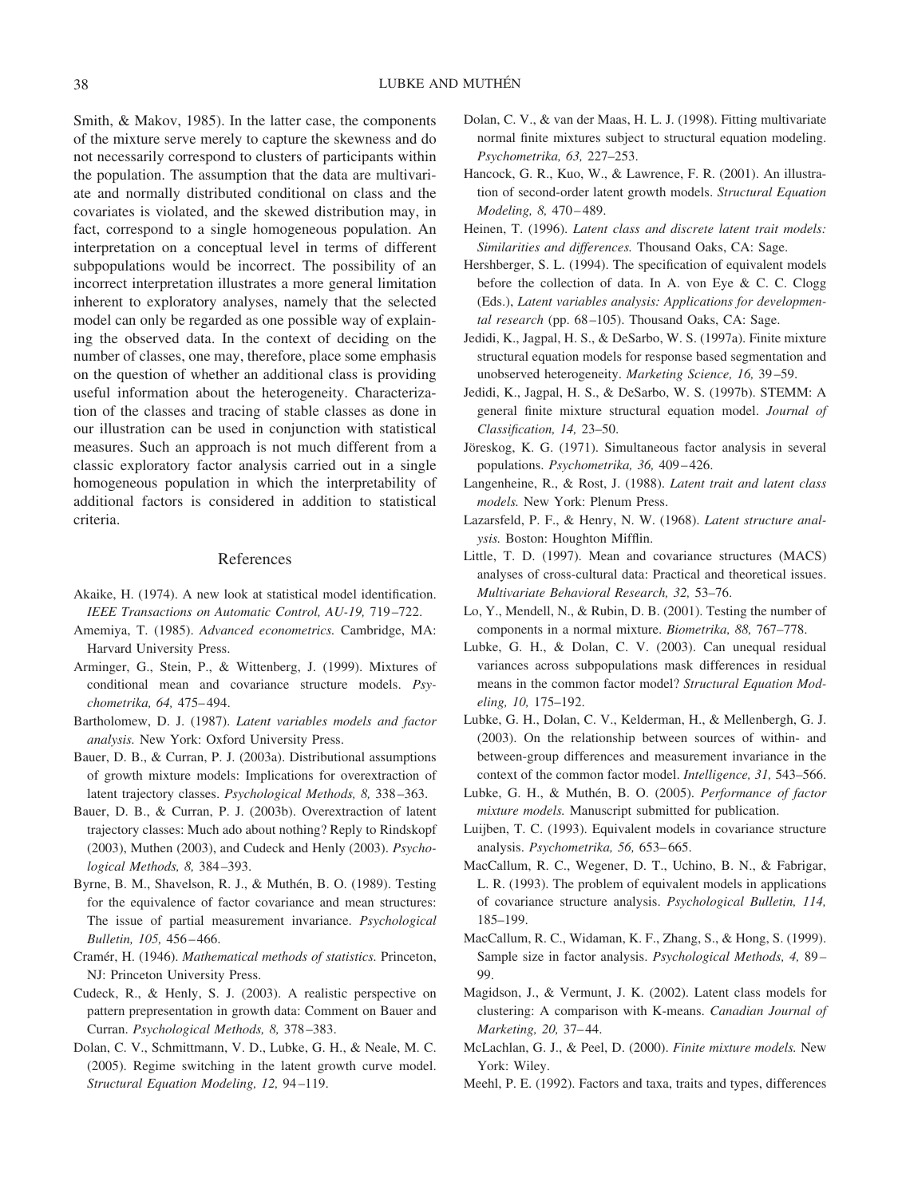Smith, & Makov, 1985). In the latter case, the components of the mixture serve merely to capture the skewness and do not necessarily correspond to clusters of participants within the population. The assumption that the data are multivariate and normally distributed conditional on class and the covariates is violated, and the skewed distribution may, in fact, correspond to a single homogeneous population. An interpretation on a conceptual level in terms of different subpopulations would be incorrect. The possibility of an incorrect interpretation illustrates a more general limitation inherent to exploratory analyses, namely that the selected model can only be regarded as one possible way of explaining the observed data. In the context of deciding on the number of classes, one may, therefore, place some emphasis on the question of whether an additional class is providing useful information about the heterogeneity. Characterization of the classes and tracing of stable classes as done in our illustration can be used in conjunction with statistical measures. Such an approach is not much different from a classic exploratory factor analysis carried out in a single homogeneous population in which the interpretability of additional factors is considered in addition to statistical criteria.

## References

Akaike, H. (1974). A new look at statistical model identification. *IEEE Transactions on Automatic Control, AU-19,* 719–722.

Amemiya, T. (1985). *Advanced econometrics.* Cambridge, MA: Harvard University Press.

Arminger, G., Stein, P., & Wittenberg, J. (1999). Mixtures of conditional mean and covariance structure models. *Psychometrika, 64,* 475–494.

Bartholomew, D. J. (1987). *Latent variables models and factor analysis.* New York: Oxford University Press.

Bauer, D. B., & Curran, P. J. (2003a). Distributional assumptions of growth mixture models: Implications for overextraction of latent trajectory classes. *Psychological Methods, 8,* 338–363.

Bauer, D. B., & Curran, P. J. (2003b). Overextraction of latent trajectory classes: Much ado about nothing? Reply to Rindskopf (2003), Muthen (2003), and Cudeck and Henly (2003). *Psychological Methods, 8,* 384–393.

Byrne, B. M., Shavelson, R. J., & Muthén, B. O. (1989). Testing for the equivalence of factor covariance and mean structures: The issue of partial measurement invariance. *Psychological Bulletin, 105,* 456–466.

Cramér, H. (1946). *Mathematical methods of statistics.* Princeton, NJ: Princeton University Press.

Cudeck, R., & Henly, S. J. (2003). A realistic perspective on pattern prepresentation in growth data: Comment on Bauer and Curran. *Psychological Methods, 8,* 378–383.

Dolan, C. V., Schmittmann, V. D., Lubke, G. H., & Neale, M. C. (2005). Regime switching in the latent growth curve model. *Structural Equation Modeling, 12,* 94–119.

Dolan, C. V., & van der Maas, H. L. J. (1998). Fitting multivariate normal finite mixtures subject to structural equation modeling. *Psychometrika, 63,* 227–253.

Hancock, G. R., Kuo, W., & Lawrence, F. R. (2001). An illustration of second-order latent growth models. *Structural Equation Modeling, 8,* 470–489.

Heinen, T. (1996). *Latent class and discrete latent trait models: Similarities and differences.* Thousand Oaks, CA: Sage.

Hershberger, S. L. (1994). The specification of equivalent models before the collection of data. In A. von Eye & C. C. Clogg (Eds.), *Latent variables analysis: Applications for developmental research* (pp. 68–105). Thousand Oaks, CA: Sage.

Jedidi, K., Jagpal, H. S., & DeSarbo, W. S. (1997a). Finite mixture structural equation models for response based segmentation and unobserved heterogeneity. *Marketing Science, 16,* 39–59.

Jedidi, K., Jagpal, H. S., & DeSarbo, W. S. (1997b). STEMM: A general finite mixture structural equation model. *Journal of Classification, 14,* 23–50.

Jöreskog, K. G. (1971). Simultaneous factor analysis in several populations. *Psychometrika, 36,* 409–426.

Langenheine, R., & Rost, J. (1988). *Latent trait and latent class models.* New York: Plenum Press.

Lazarsfeld, P. F., & Henry, N. W. (1968). *Latent structure analysis.* Boston: Houghton Mifflin.

Little, T. D. (1997). Mean and covariance structures (MACS) analyses of cross-cultural data: Practical and theoretical issues. *Multivariate Behavioral Research, 32,* 53–76.

Lo, Y., Mendell, N., & Rubin, D. B. (2001). Testing the number of components in a normal mixture. *Biometrika, 88,* 767–778.

Lubke, G. H., & Dolan, C. V. (2003). Can unequal residual variances across subpopulations mask differences in residual means in the common factor model? *Structural Equation Modeling, 10,* 175–192.

Lubke, G. H., Dolan, C. V., Kelderman, H., & Mellenbergh, G. J. (2003). On the relationship between sources of within- and between-group differences and measurement invariance in the context of the common factor model. *Intelligence, 31,* 543–566.

Lubke, G. H., & Muthén, B. O. (2005). *Performance of factor mixture models.* Manuscript submitted for publication.

Luijben, T. C. (1993). Equivalent models in covariance structure analysis. *Psychometrika, 56,* 653–665.

MacCallum, R. C., Wegener, D. T., Uchino, B. N., & Fabrigar, L. R. (1993). The problem of equivalent models in applications of covariance structure analysis. *Psychological Bulletin, 114,* 185–199.

MacCallum, R. C., Widaman, K. F., Zhang, S., & Hong, S. (1999). Sample size in factor analysis. *Psychological Methods, 4,* 89–99.

Magidson, J., & Vermunt, J. K. (2002). Latent class models for clustering: A comparison with K-means. *Canadian Journal of Marketing, 20,* 37–44.

McLachlan, G. J., & Peel, D. (2000). *Finite mixture models.* New York: Wiley.

Meehl, P. E. (1992). Factors and taxa, traits and types, differences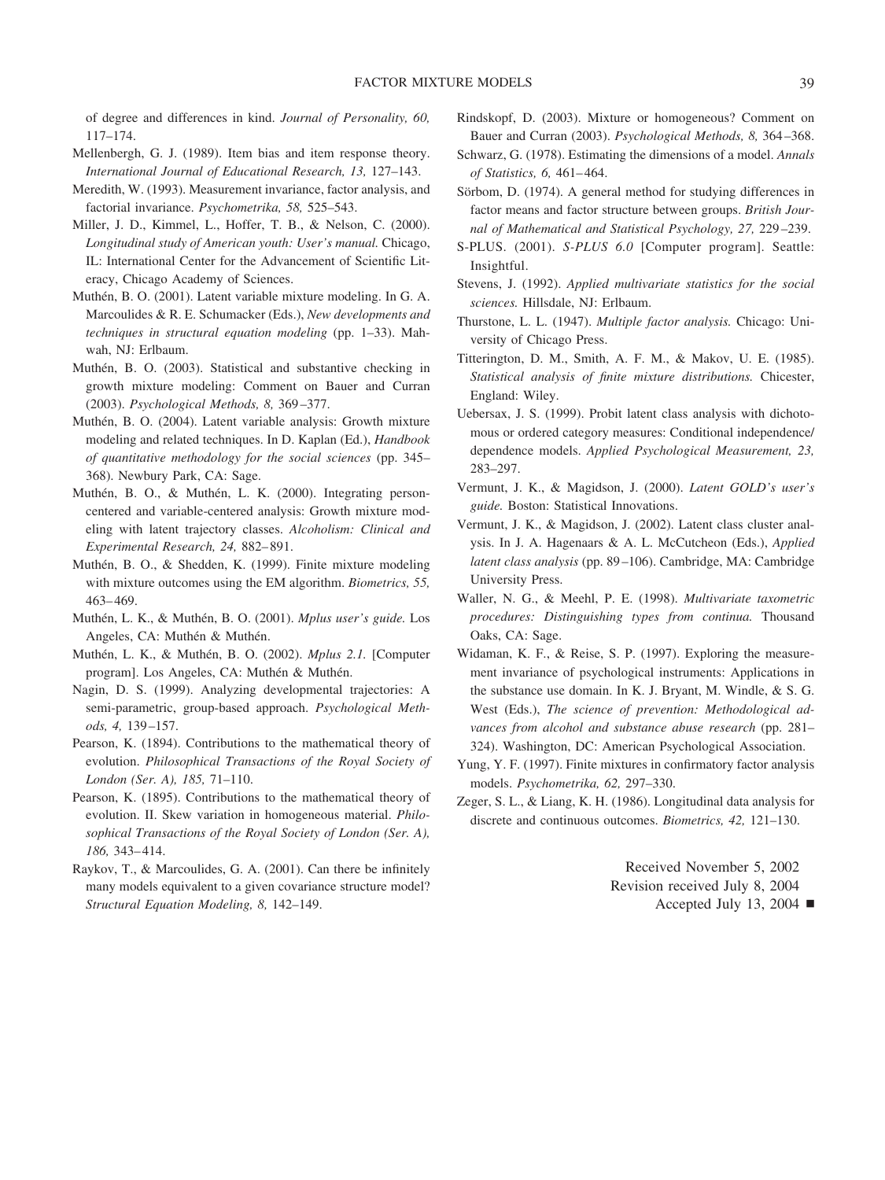of degree and differences in kind. *Journal of Personality, 60,* 117–174.

Mellenbergh, G. J. (1989). Item bias and item response theory. *International Journal of Educational Research, 13,* 127–143.

Meredith, W. (1993). Measurement invariance, factor analysis, and factorial invariance. *Psychometrika, 58,* 525–543.

Miller, J. D., Kimmel, L., Hoffer, T. B., & Nelson, C. (2000). *Longitudinal study of American youth: User's manual.* Chicago, IL: International Center for the Advancement of Scientific Literacy, Chicago Academy of Sciences.

Muthén, B. O. (2001). Latent variable mixture modeling. In G. A. Marcoulides & R. E. Schumacker (Eds.), *New developments and techniques in structural equation modeling* (pp. 1–33). Mahwah, NJ: Erlbaum.

Muthén, B. O. (2003). Statistical and substantive checking in growth mixture modeling: Comment on Bauer and Curran (2003). *Psychological Methods, 8,* 369–377.

Muthén, B. O. (2004). Latent variable analysis: Growth mixture modeling and related techniques. In D. Kaplan (Ed.), *Handbook of quantitative methodology for the social sciences* (pp. 345–368). Newbury Park, CA: Sage.

Muthén, B. O., & Muthén, L. K. (2000). Integrating person-centered and variable-centered analysis: Growth mixture modeling with latent trajectory classes. *Alcoholism: Clinical and Experimental Research, 24,* 882–891.

Muthén, B. O., & Shedden, K. (1999). Finite mixture modeling with mixture outcomes using the EM algorithm. *Biometrics, 55,* 463–469.

Muthén, L. K., & Muthén, B. O. (2001). *Mplus user's guide.* Los Angeles, CA: Muthén & Muthén.

Muthén, L. K., & Muthén, B. O. (2002). *Mplus 2.1.* [Computer program]. Los Angeles, CA: Muthén & Muthén.

Nagin, D. S. (1999). Analyzing developmental trajectories: A semi-parametric, group-based approach. *Psychological Methods, 4,* 139–157.

Pearson, K. (1894). Contributions to the mathematical theory of evolution. *Philosophical Transactions of the Royal Society of London (Ser. A), 185,* 71–110.

Pearson, K. (1895). Contributions to the mathematical theory of evolution. II. Skew variation in homogeneous material. *Philosophical Transactions of the Royal Society of London (Ser. A), 186,* 343–414.

Raykov, T., & Marcoulides, G. A. (2001). Can there be infinitely many models equivalent to a given covariance structure model? *Structural Equation Modeling, 8,* 142–149.

Rindskopf, D. (2003). Mixture or homogeneous? Comment on Bauer and Curran (2003). *Psychological Methods, 8,* 364–368.

Schwarz, G. (1978). Estimating the dimensions of a model. *Annals of Statistics, 6,* 461–464.

Sörbom, D. (1974). A general method for studying differences in factor means and factor structure between groups. *British Journal of Mathematical and Statistical Psychology, 27,* 229–239.

S-PLUS. (2001). *S-PLUS 6.0* [Computer program]. Seattle: Insightful.

Stevens, J. (1992). *Applied multivariate statistics for the social sciences.* Hillsdale, NJ: Erlbaum.

Thurstone, L. L. (1947). *Multiple factor analysis.* Chicago: University of Chicago Press.

Titterington, D. M., Smith, A. F. M., & Makov, U. E. (1985). *Statistical analysis of finite mixture distributions.* Chicester, England: Wiley.

Uebersax, J. S. (1999). Probit latent class analysis with dichotomous or ordered category measures: Conditional independence/dependence models. *Applied Psychological Measurement, 23,* 283–297.

Vermunt, J. K., & Magidson, J. (2000). *Latent GOLD's user's guide.* Boston: Statistical Innovations.

Vermunt, J. K., & Magidson, J. (2002). Latent class cluster analysis. In J. A. Hagenaars & A. L. McCutcheon (Eds.), *Applied latent class analysis* (pp. 89–106). Cambridge, MA: Cambridge University Press.

Waller, N. G., & Meehl, P. E. (1998). *Multivariate taxometric procedures: Distinguishing types from continua.* Thousand Oaks, CA: Sage.

Widaman, K. F., & Reise, S. P. (1997). Exploring the measurement invariance of psychological instruments: Applications in the substance use domain. In K. J. Bryant, M. Windle, & S. G. West (Eds.), *The science of prevention: Methodological advances from alcohol and substance abuse research* (pp. 281–324). Washington, DC: American Psychological Association.

Yung, Y. F. (1997). Finite mixtures in confirmatory factor analysis models. *Psychometrika, 62,* 297–330.

Zeger, S. L., & Liang, K. H. (1986). Longitudinal data analysis for discrete and continuous outcomes. *Biometrics, 42,* 121–130.

Received November 5, 2002
Revision received July 8, 2004
Accepted July 13, 2004 ■